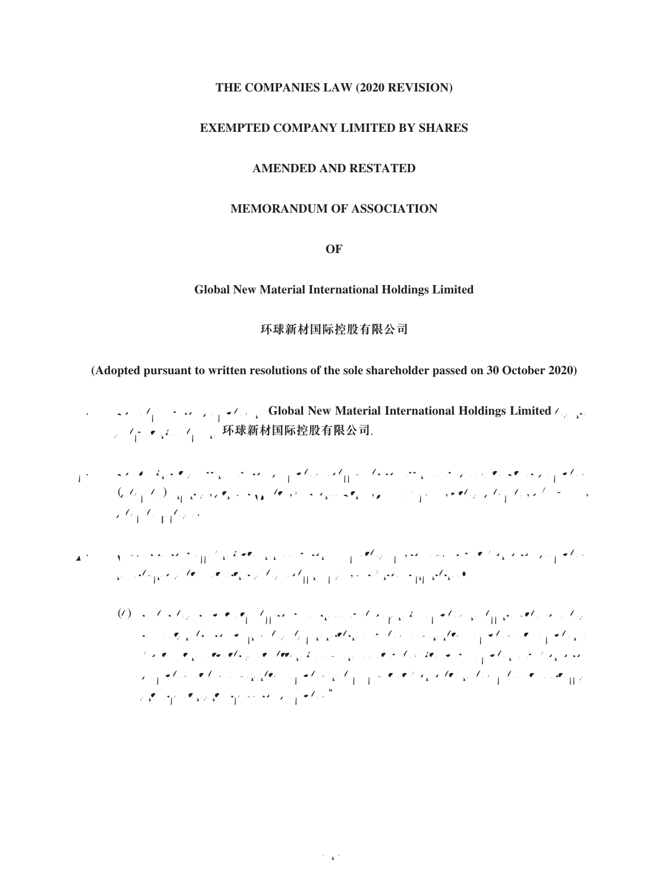**THE COMPANIES LAW (2020 REVISION)**

**EXEMPTED COMPANY LIMITED BY SHARES**

**AMENDED AND RESTATED**

**MEMORANDUM OF ASSOCIATION**

**OF**

**Global New Material International Holdings Limited**

**环球新材国际控股有限公司**

**(Adopted pursuant to written resolutions of the sole shareholder passed on 30 October 2020)**

**Global New Material International Holdings Limited** **环球新材国际控股有限公司**.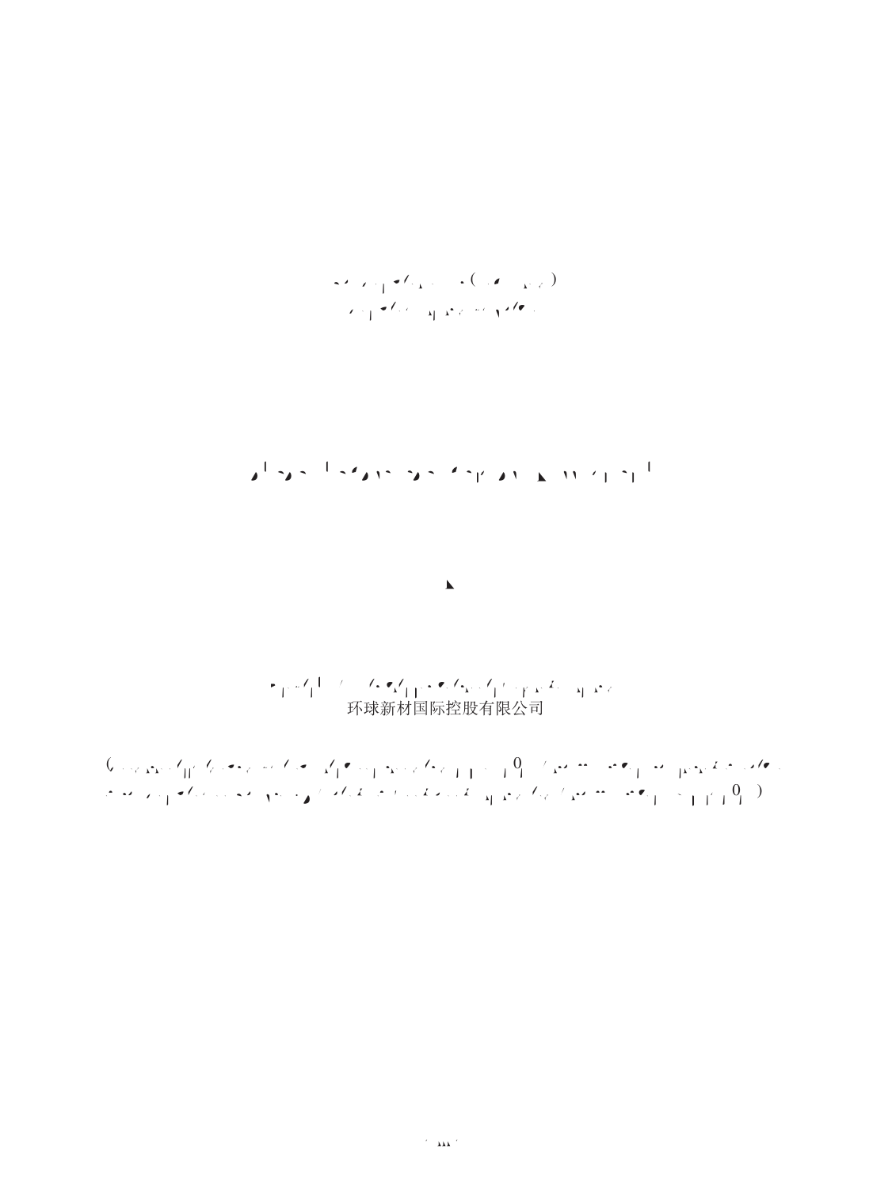环球新材国际控股有限公司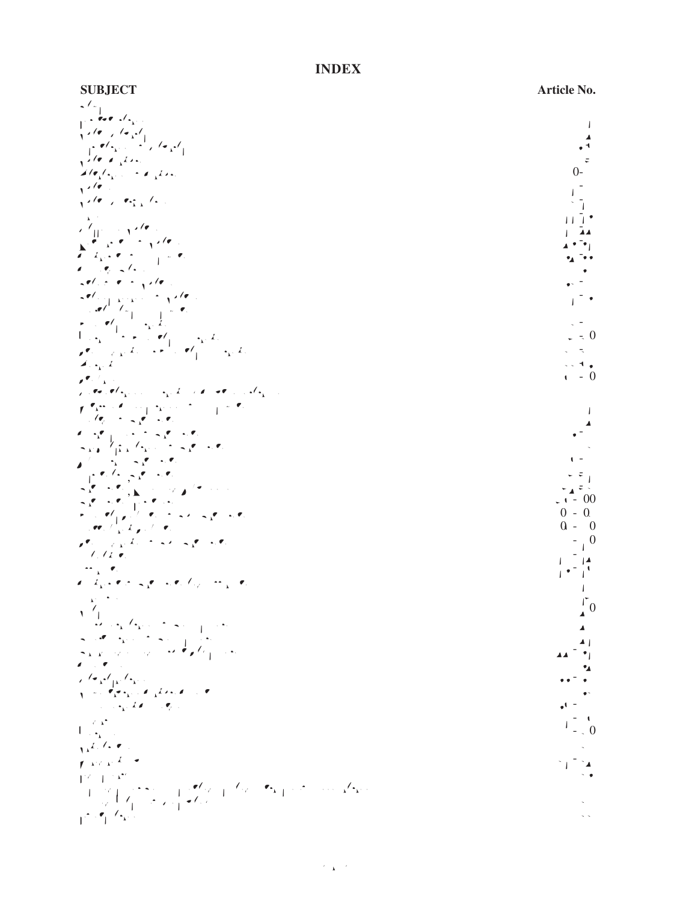# INDEX

**SUBJECT** **Article No.**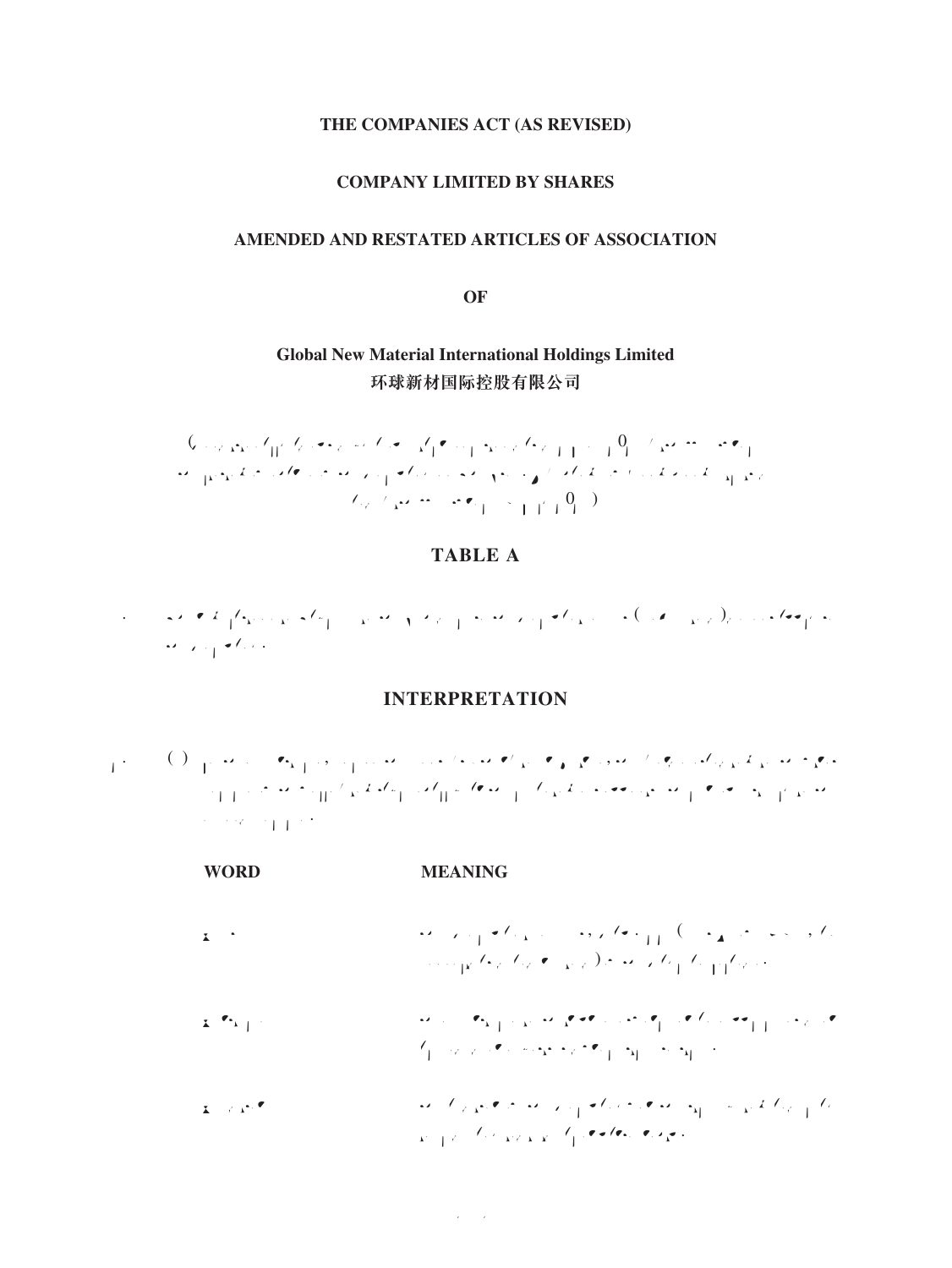**THE COMPANIES ACT (AS REVISED)**

**COMPANY LIMITED BY SHARES**

**AMENDED AND RESTATED ARTICLES OF ASSOCIATION**

**OF**

**Global New Material International Holdings Limited**
**环球新材国际控股有限公司**

## TABLE A

## INTERPRETATION

| WORD | MEANING |
|---|---|
| | |
| | |
| | |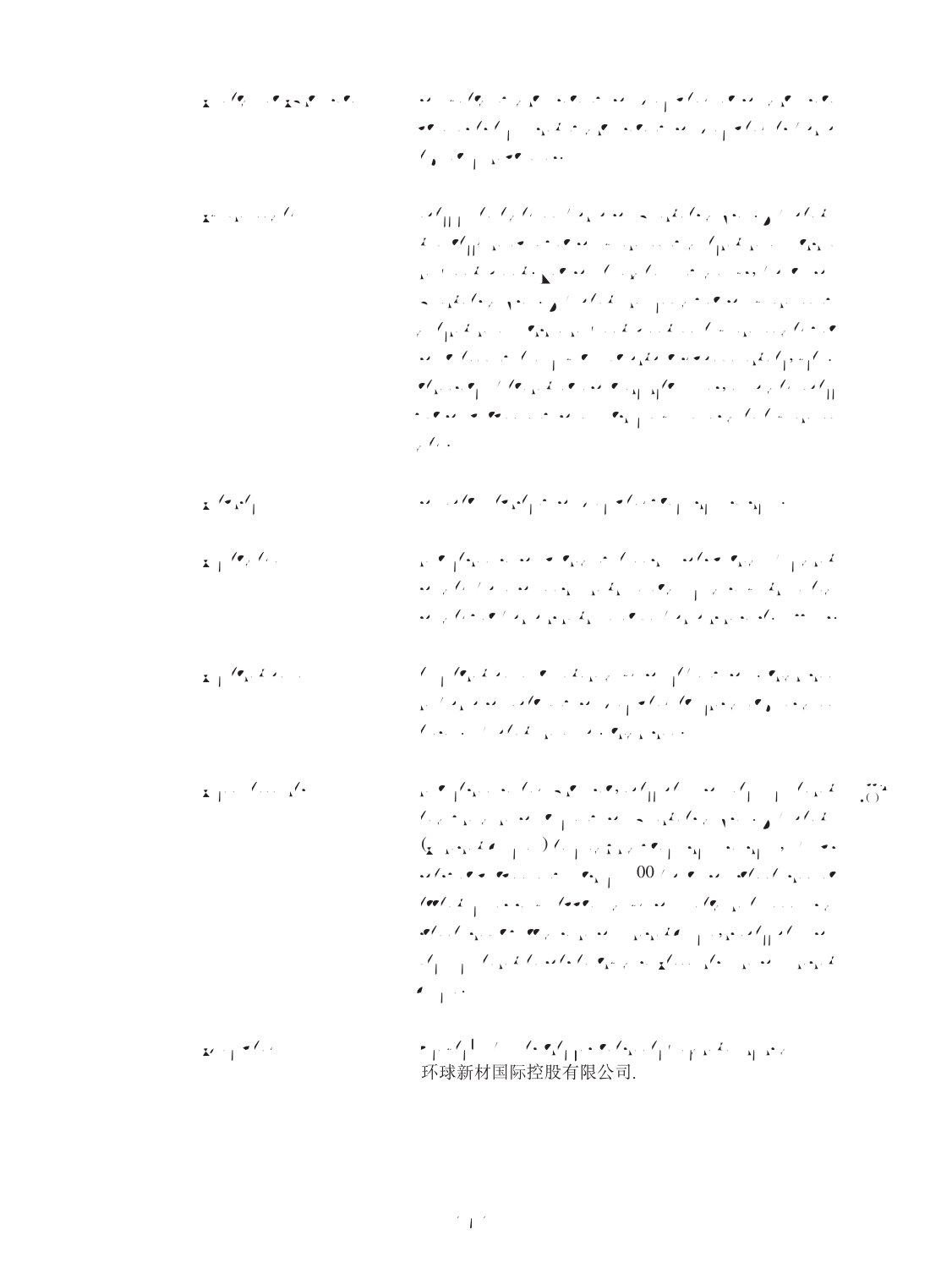环球新材国际控股有限公司.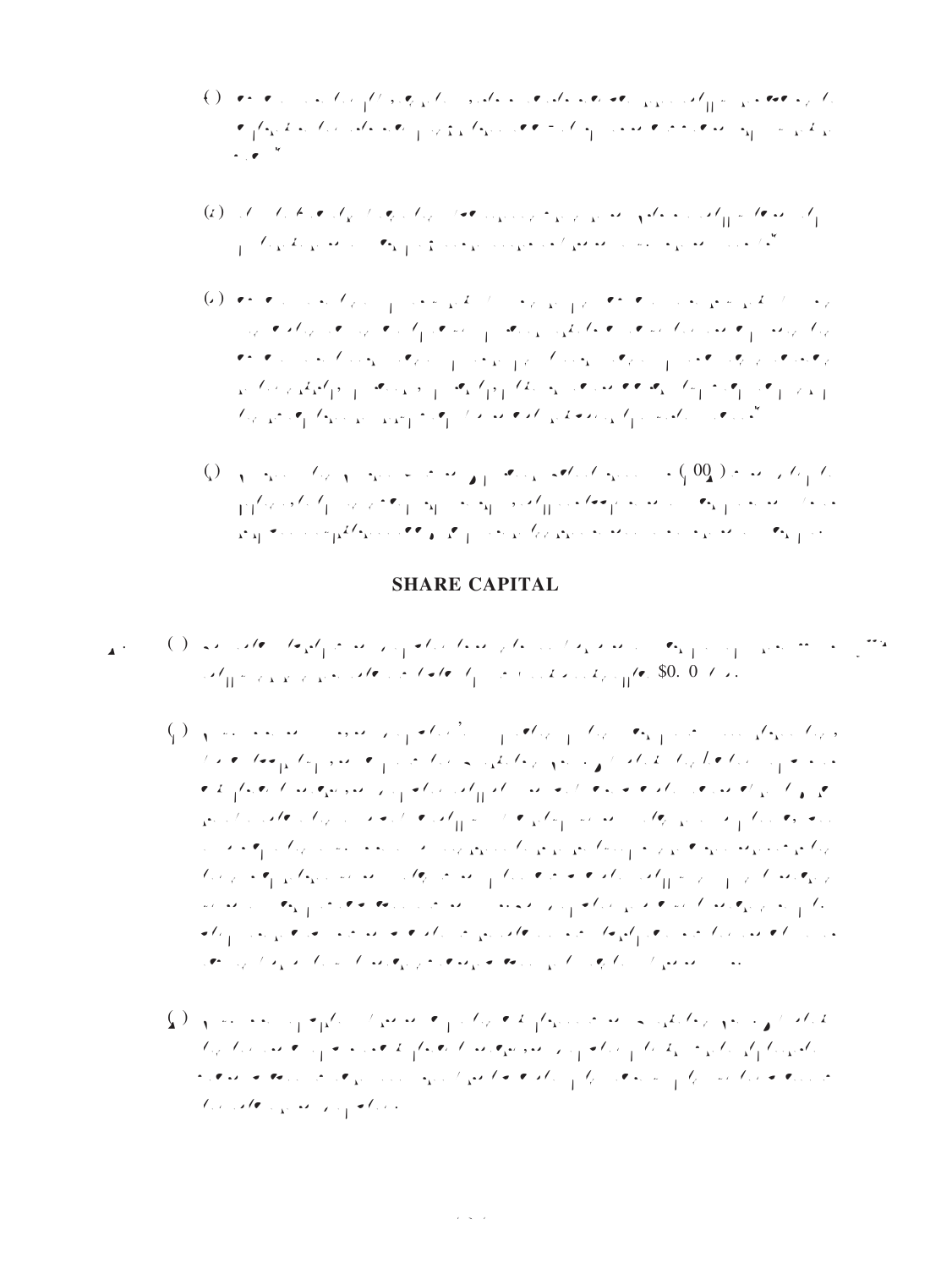## SHARE CAPITAL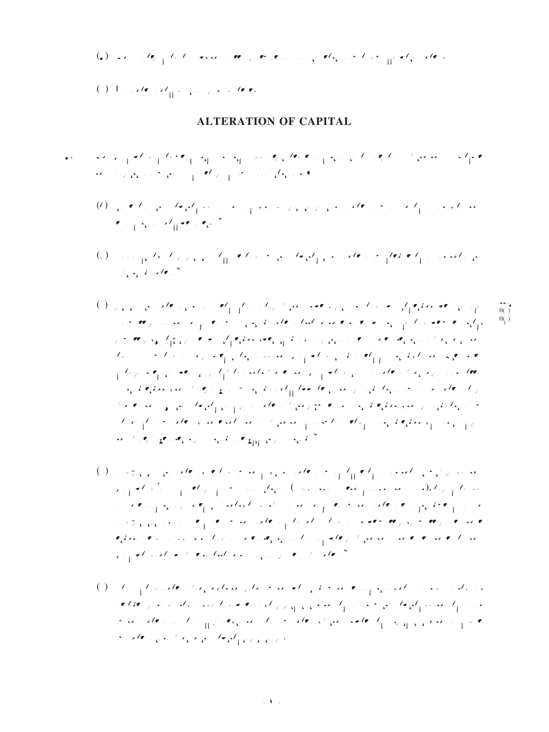## ALTERATION OF CAPITAL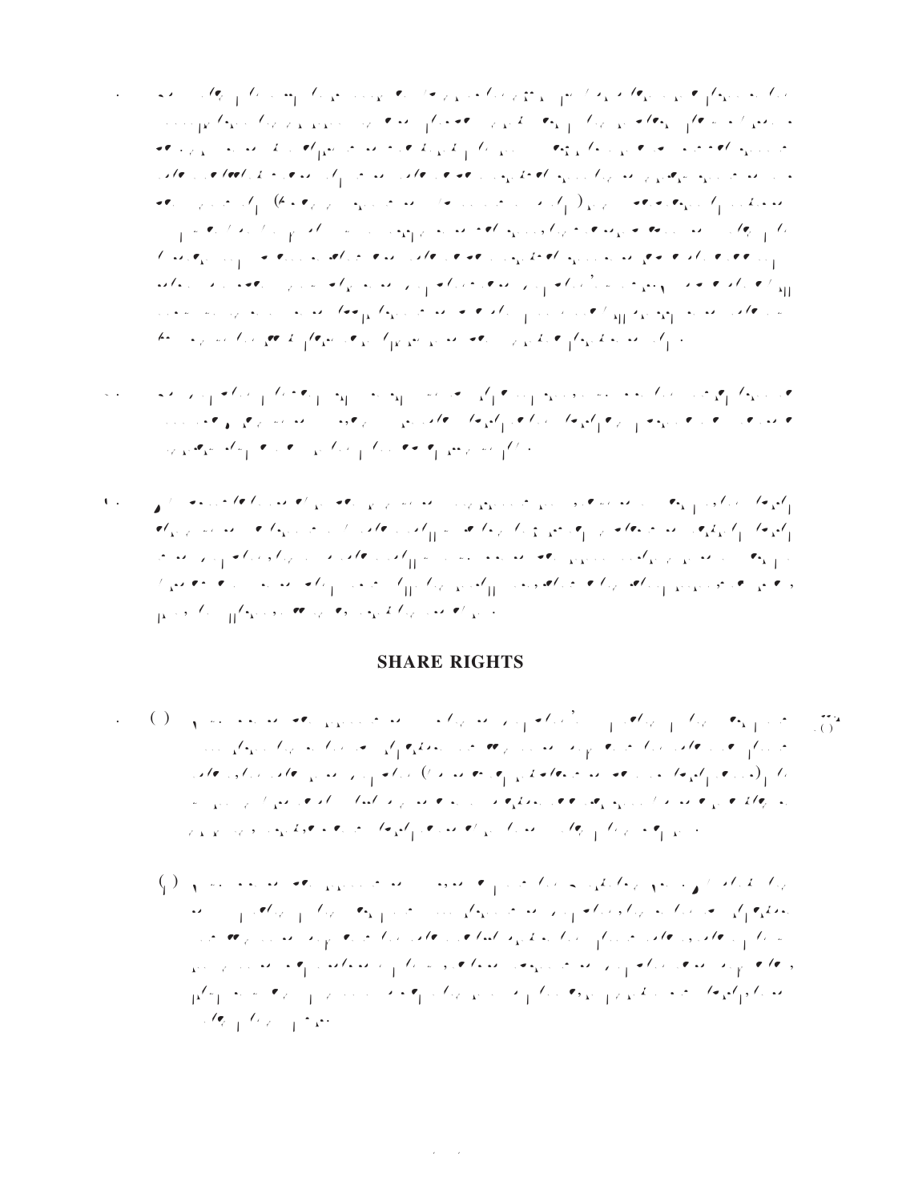## SHARE RIGHTS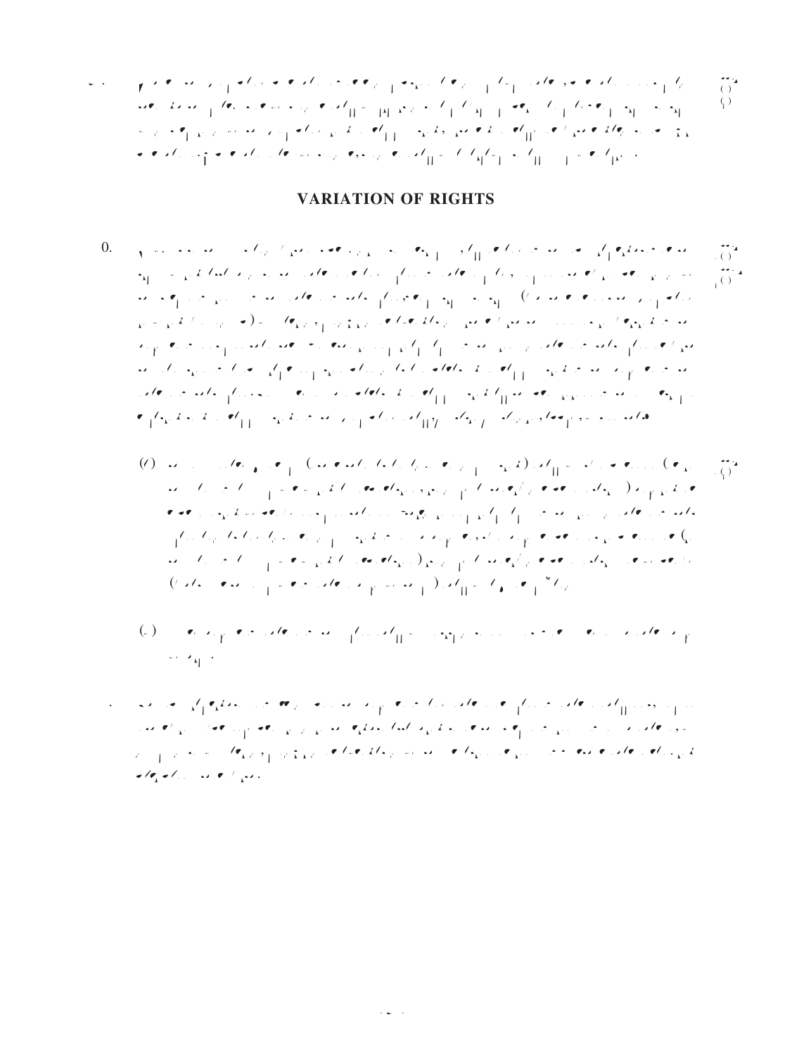## VARIATION OF RIGHTS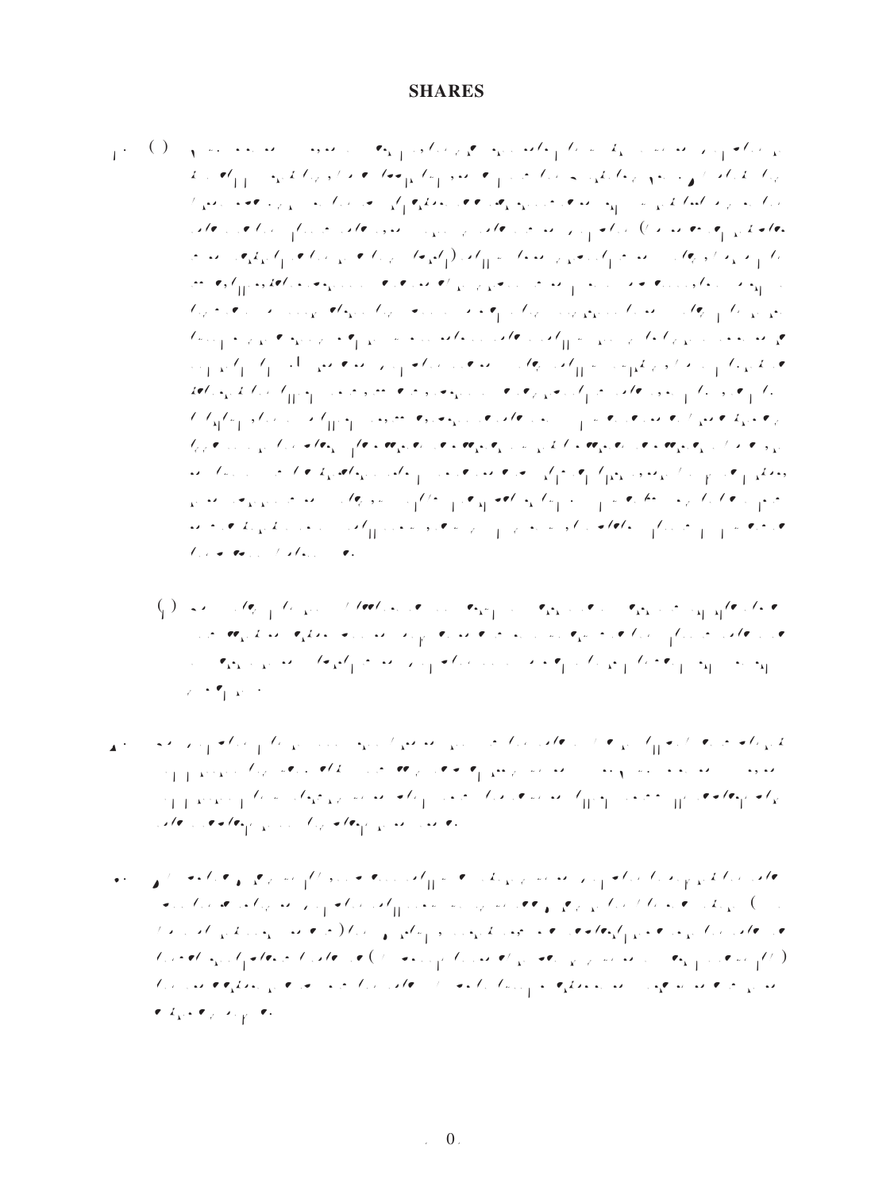# SHARES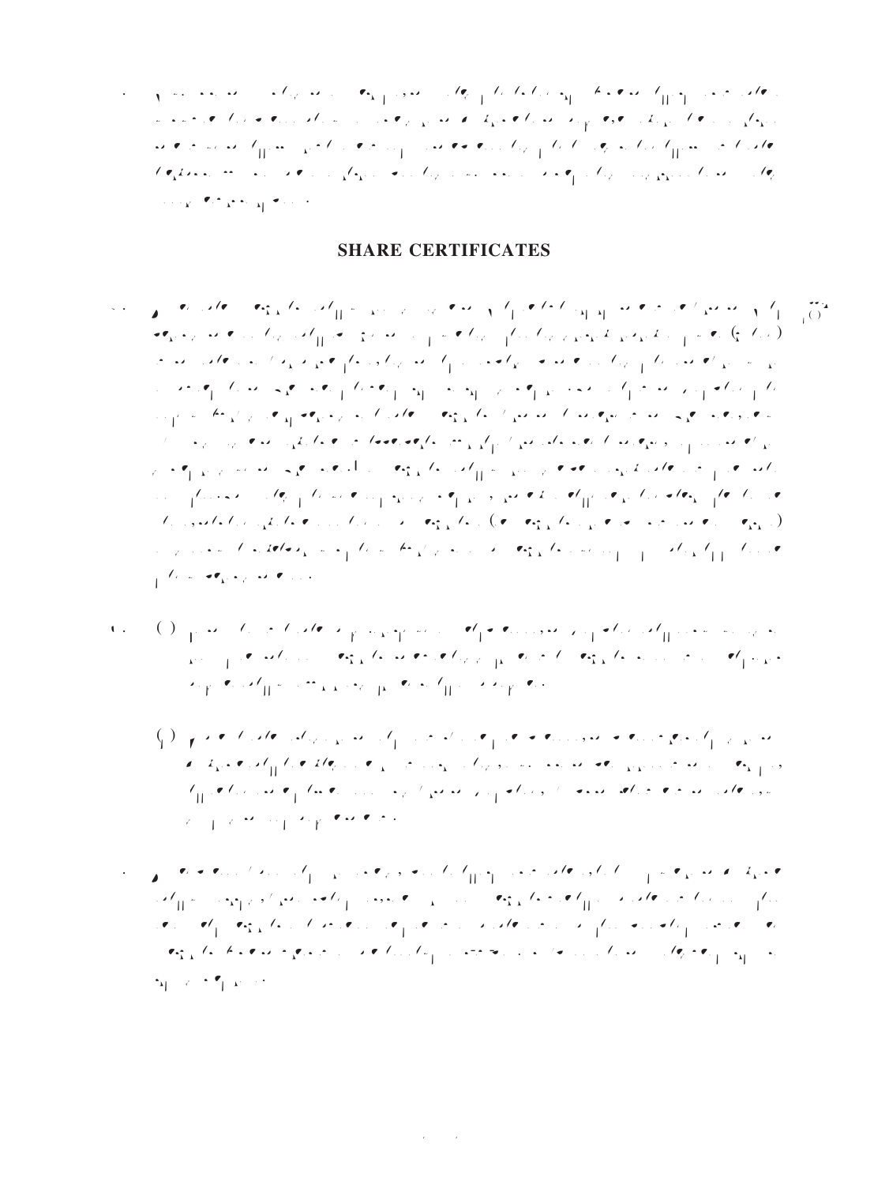## SHARE CERTIFICATES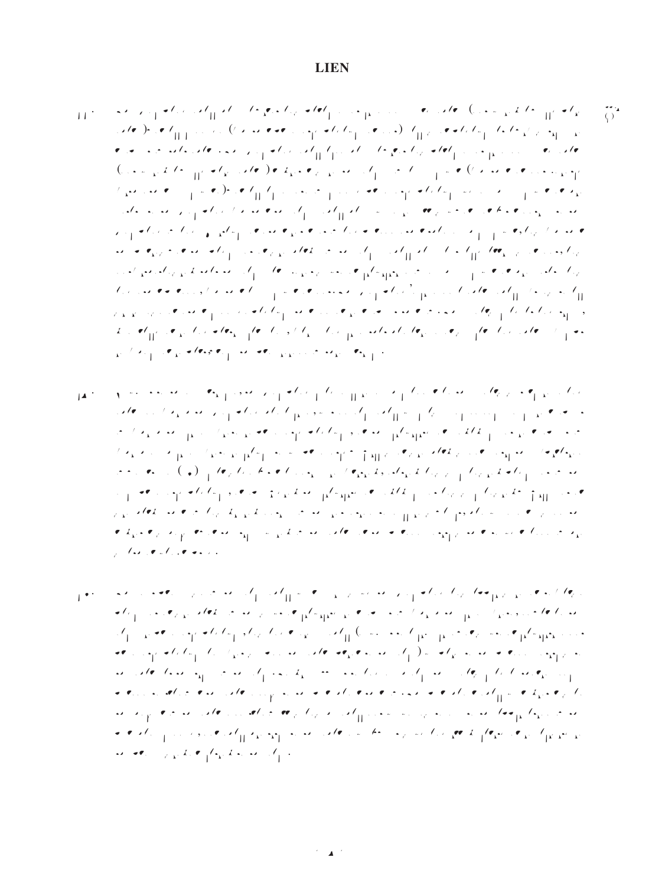# LIEN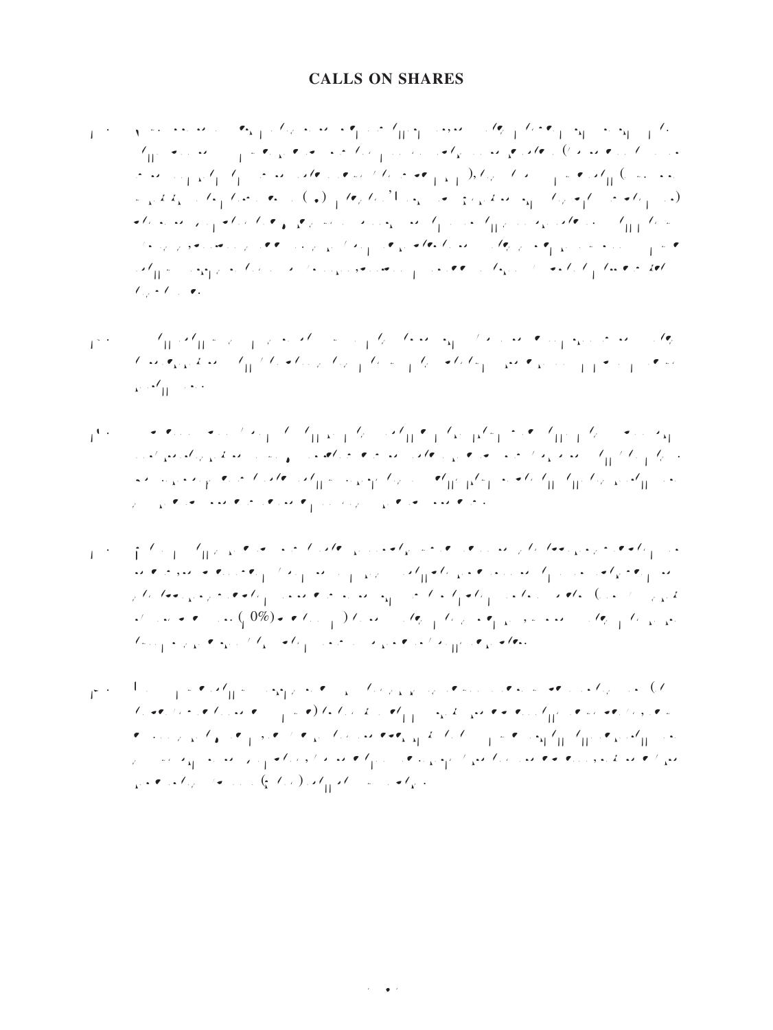# CALLS ON SHARES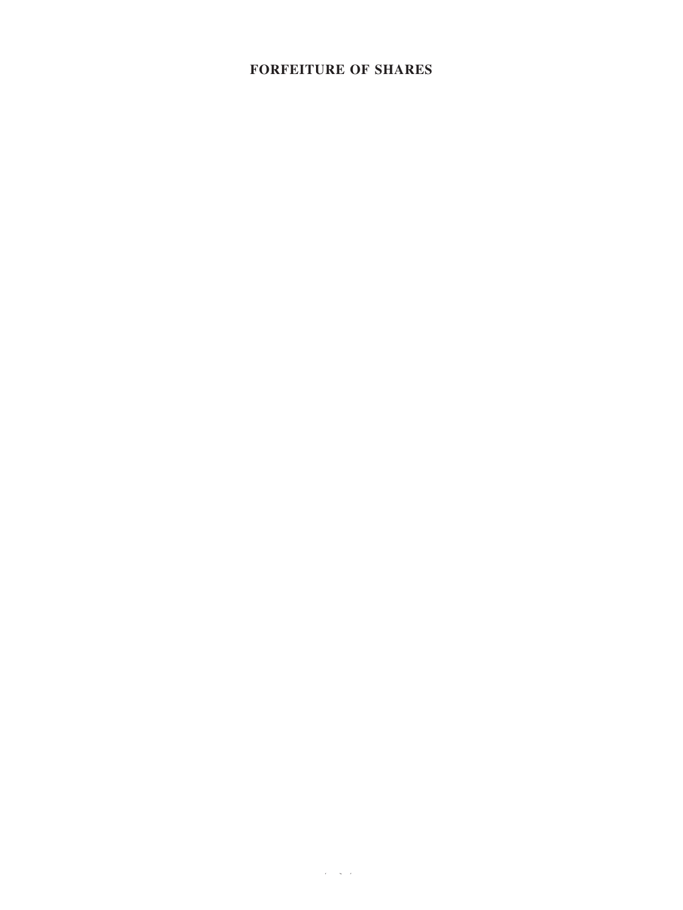## FORFEITURE OF SHARES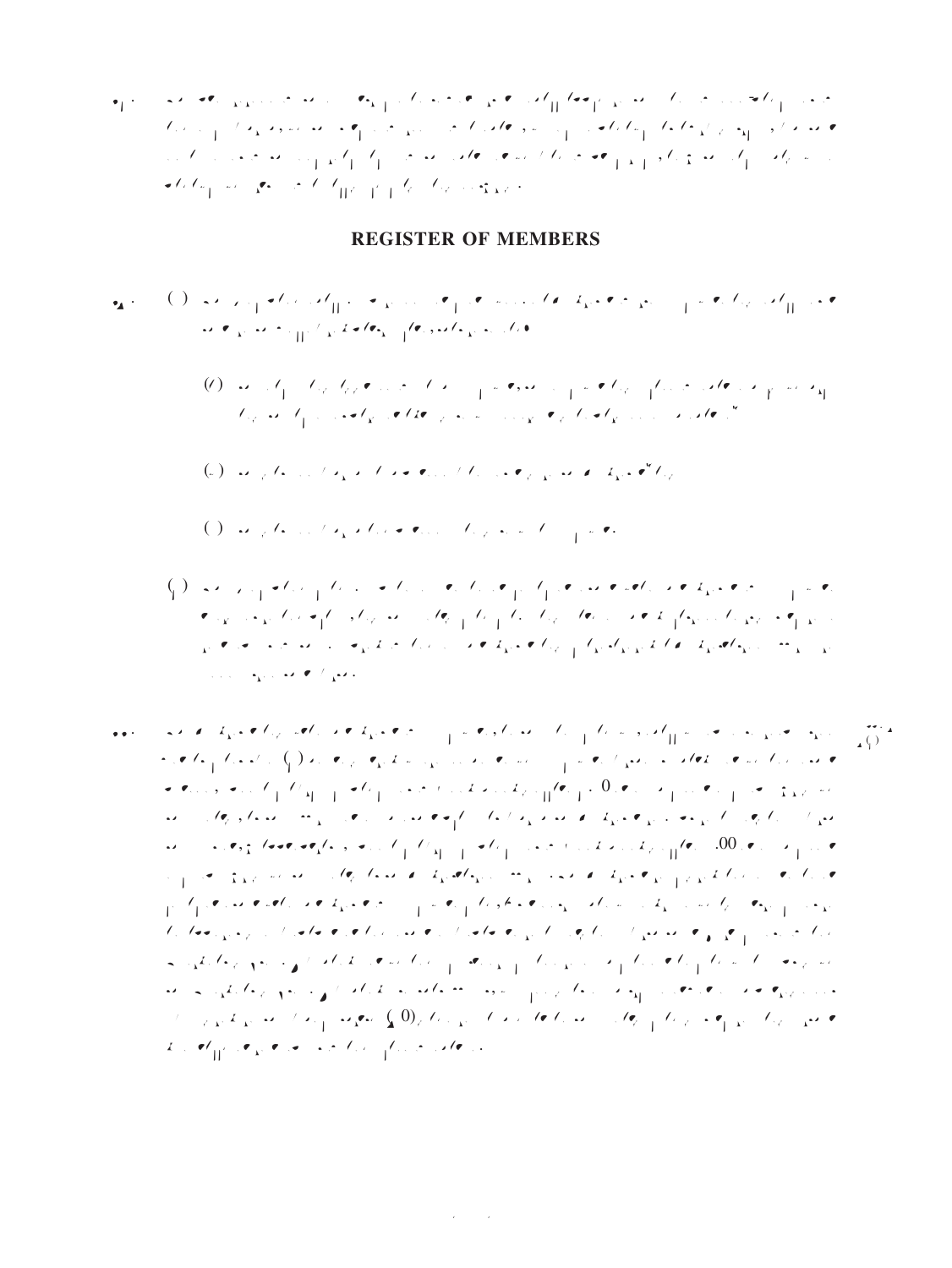## REGISTER OF MEMBERS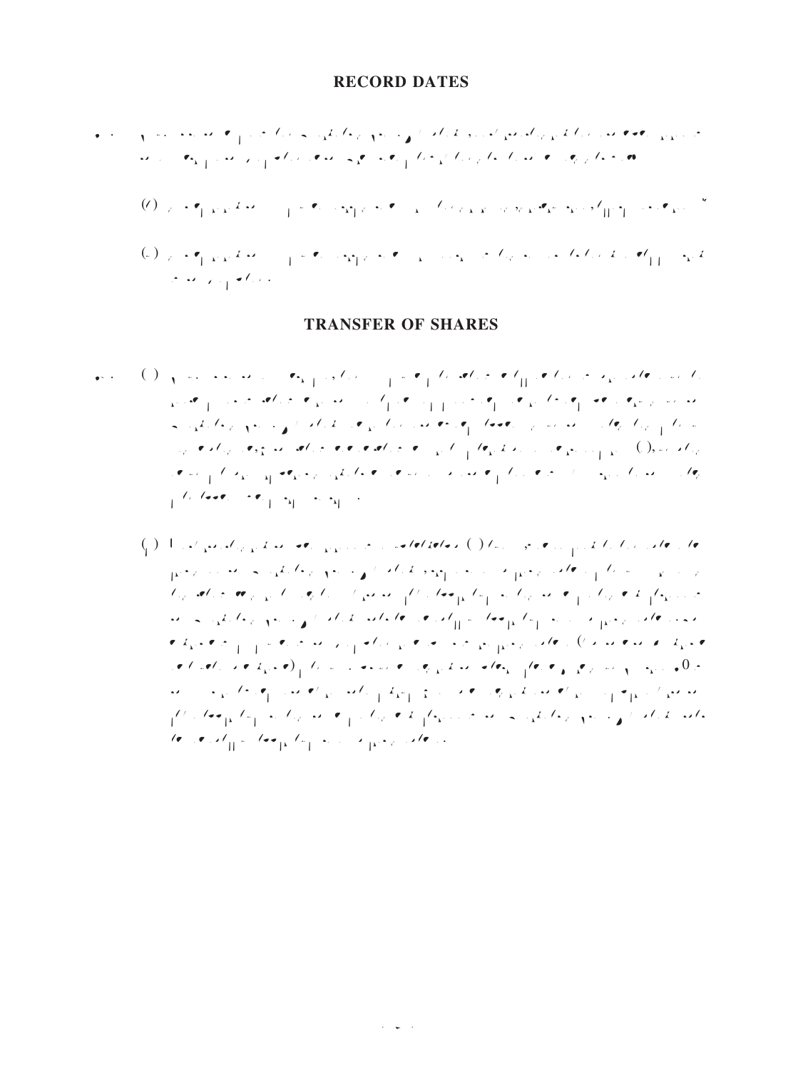## RECORD DATES

## TRANSFER OF SHARES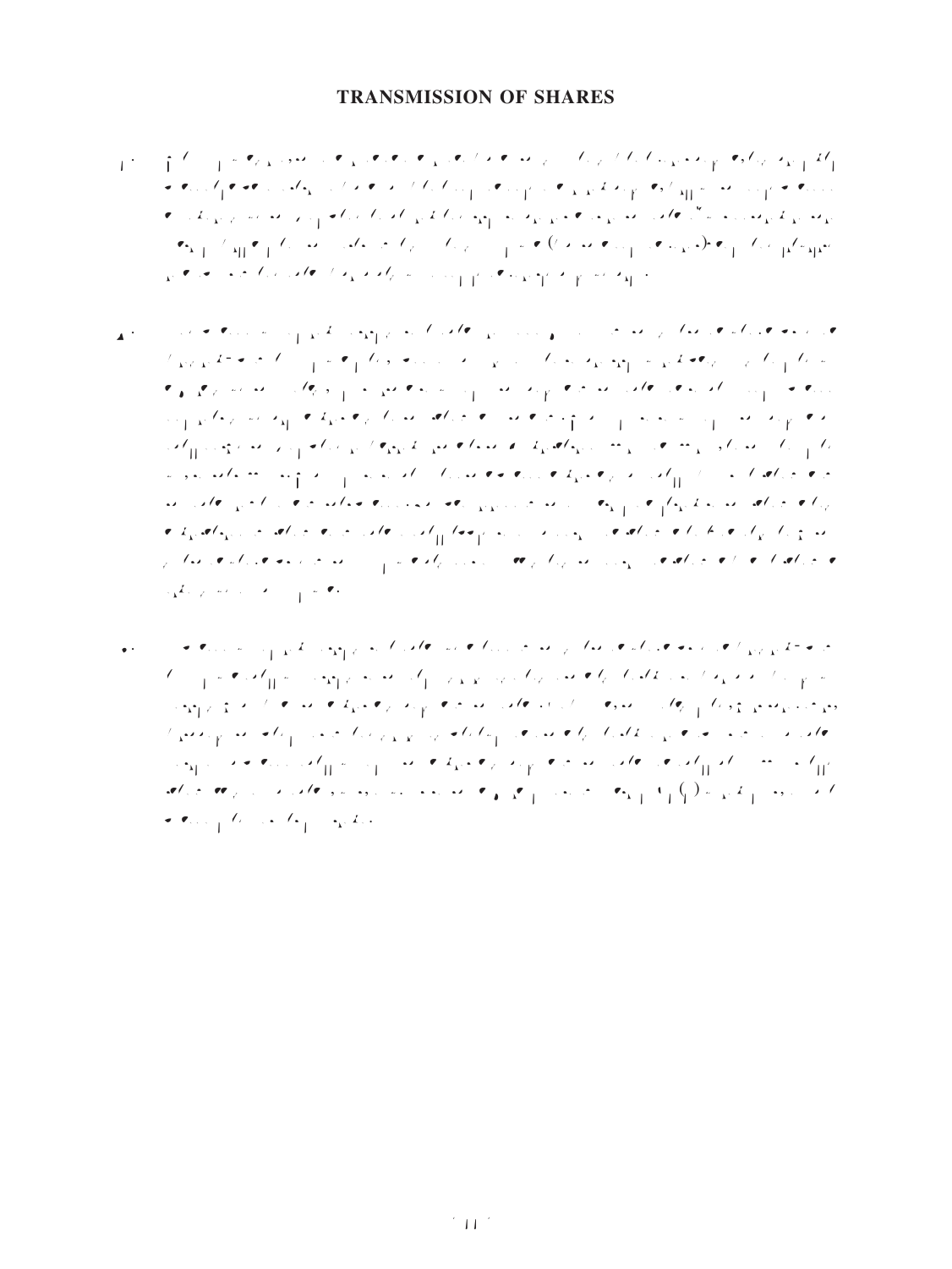# TRANSMISSION OF SHARES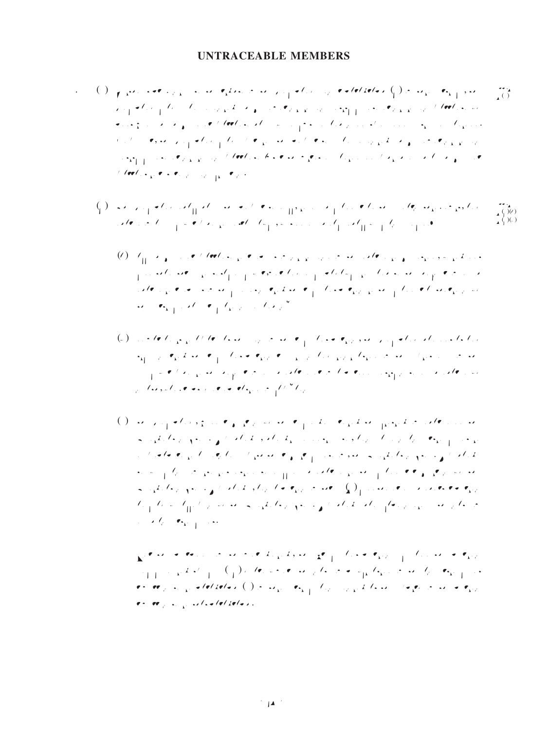# UNTRACEABLE MEMBERS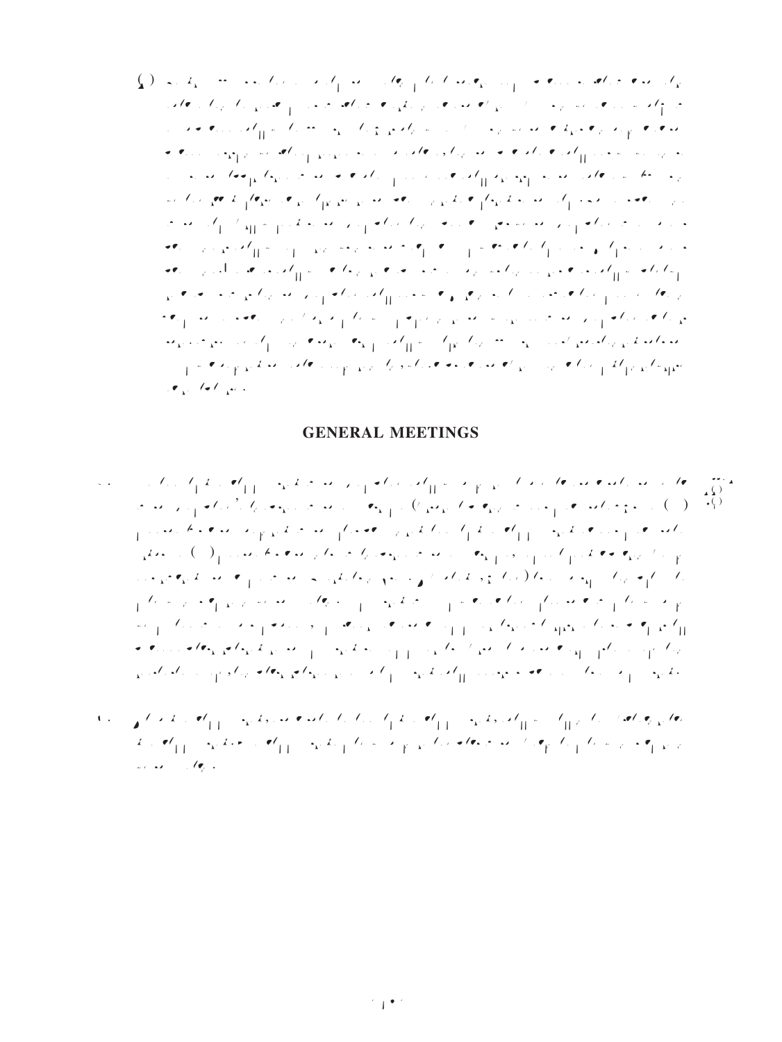## GENERAL MEETINGS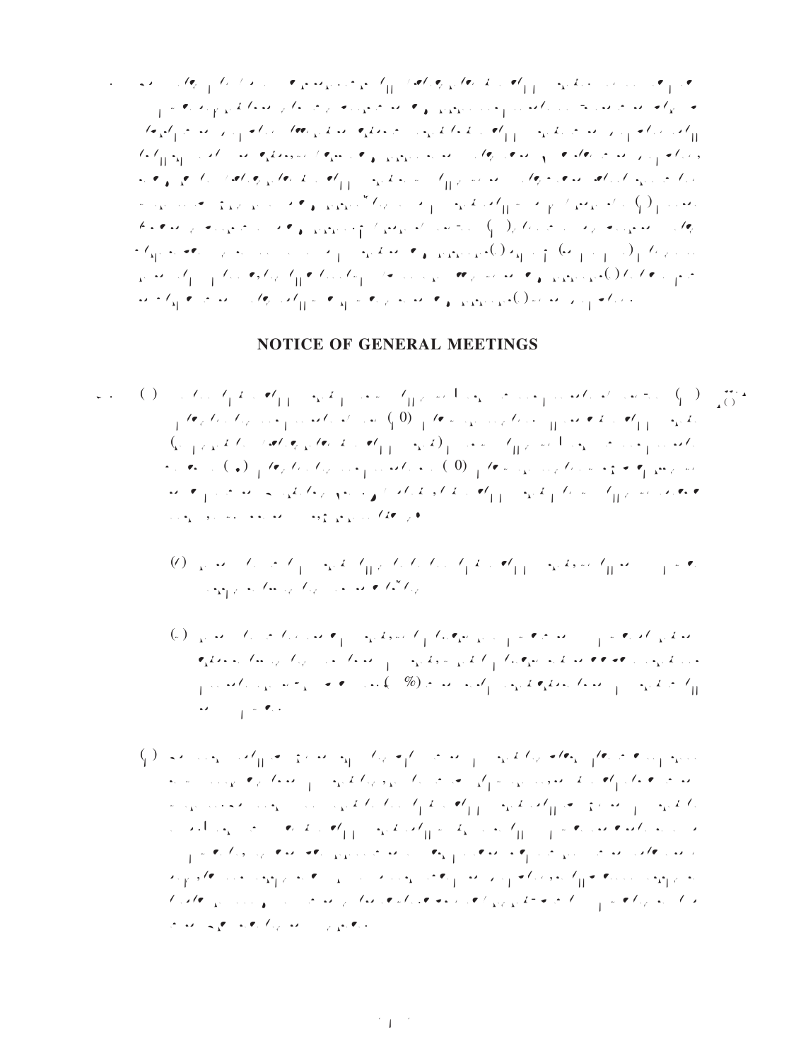## NOTICE OF GENERAL MEETINGS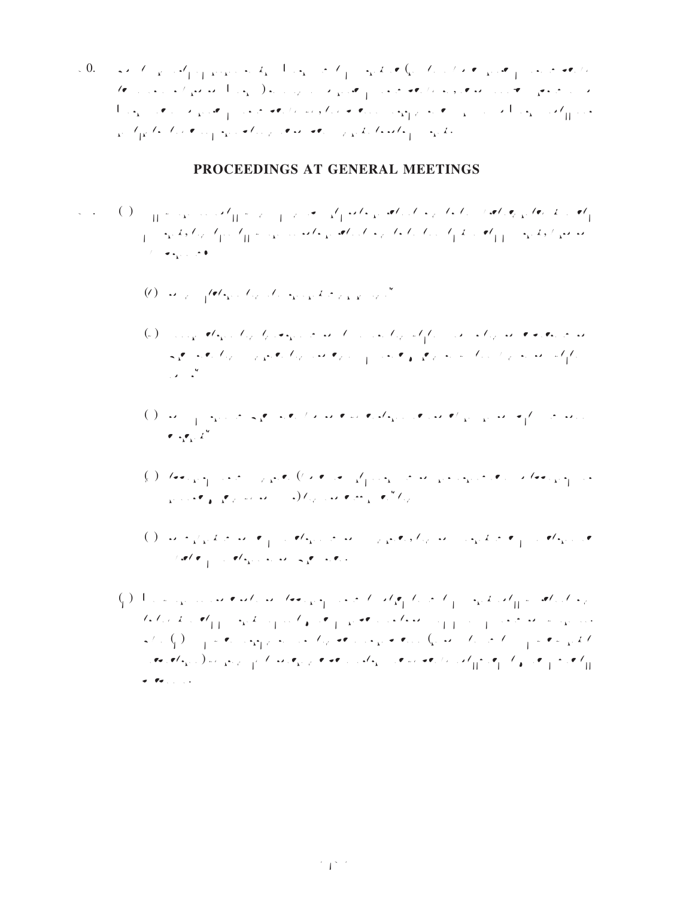## PROCEEDINGS AT GENERAL MEETINGS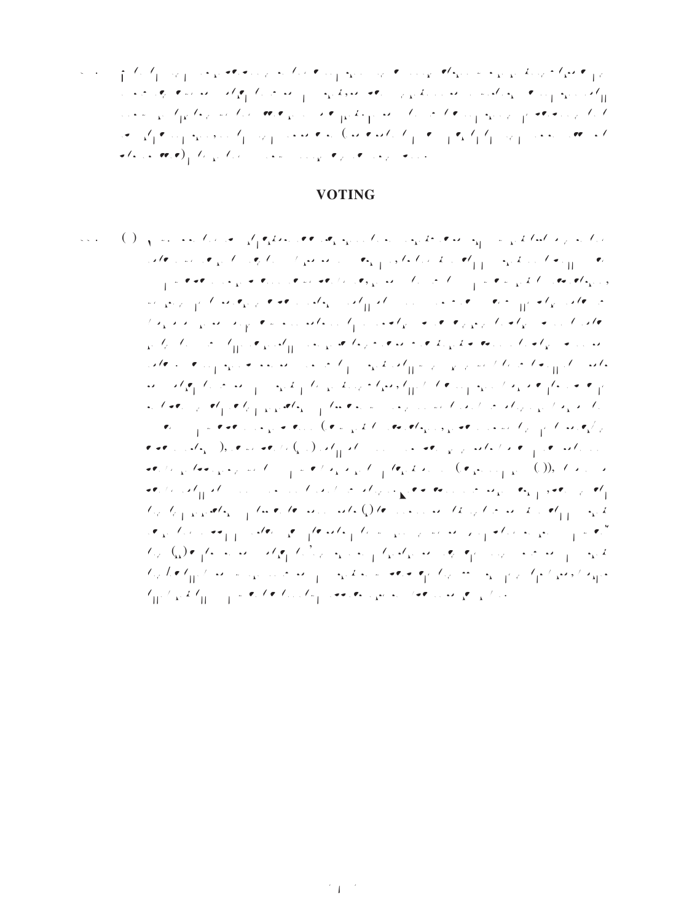## VOTING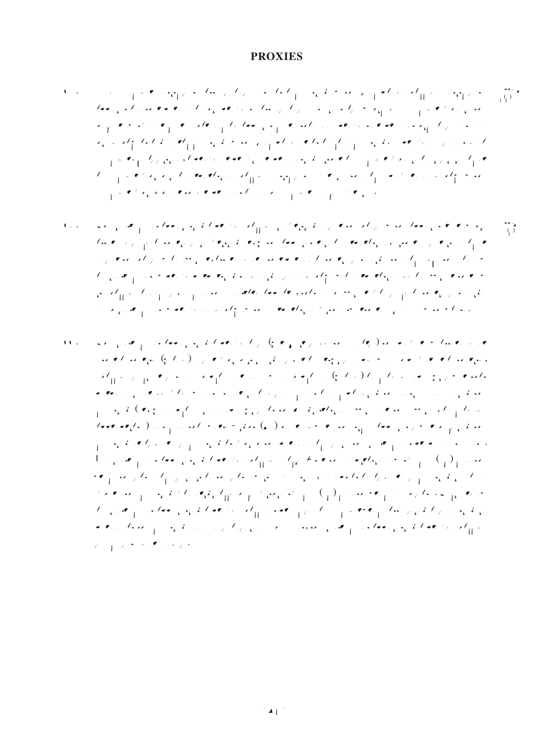# PROXIES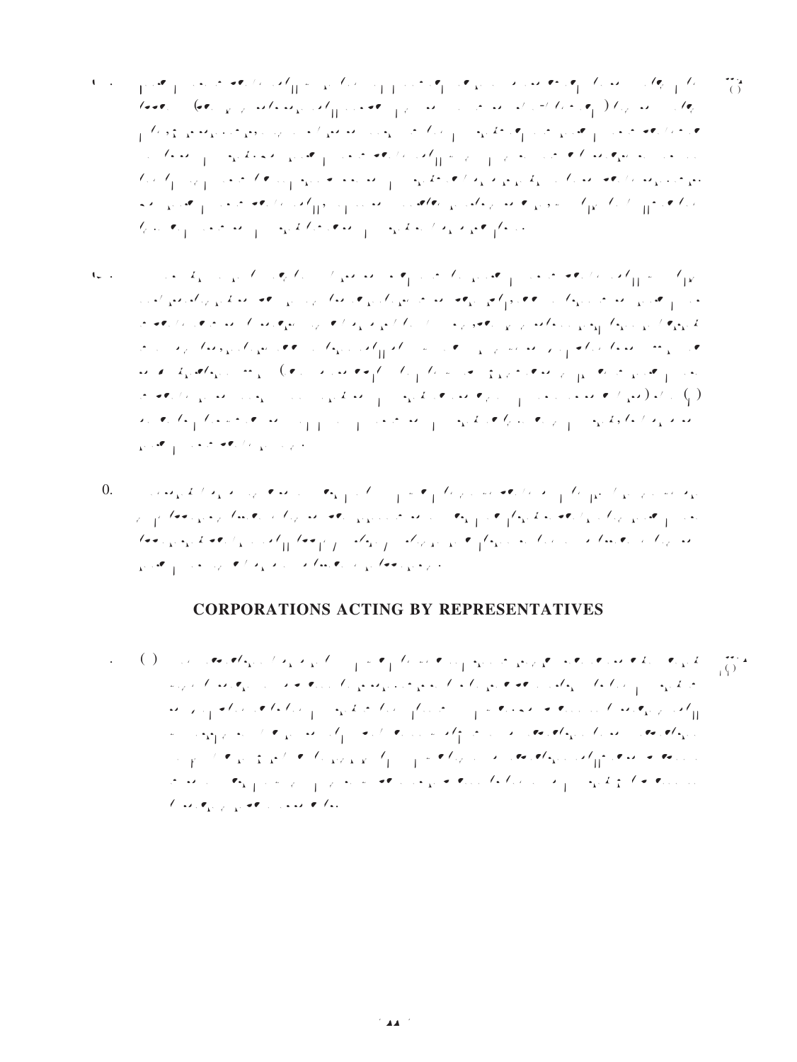## CORPORATIONS ACTING BY REPRESENTATIVES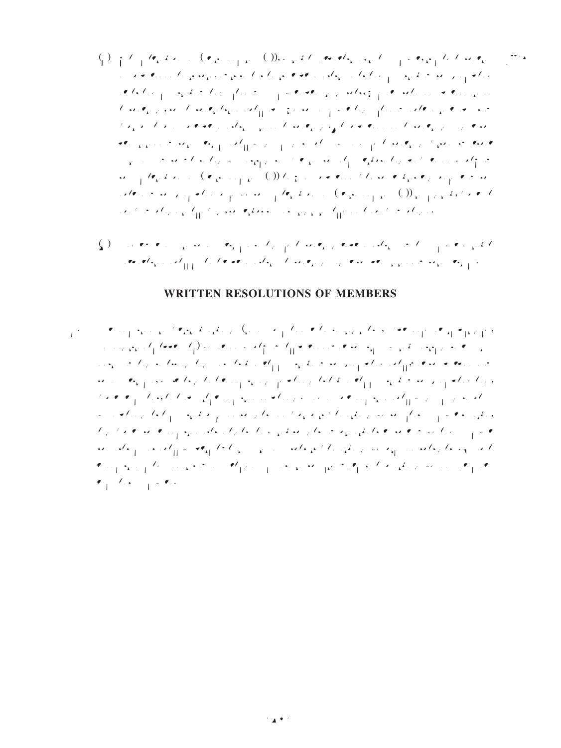## WRITTEN RESOLUTIONS OF MEMBERS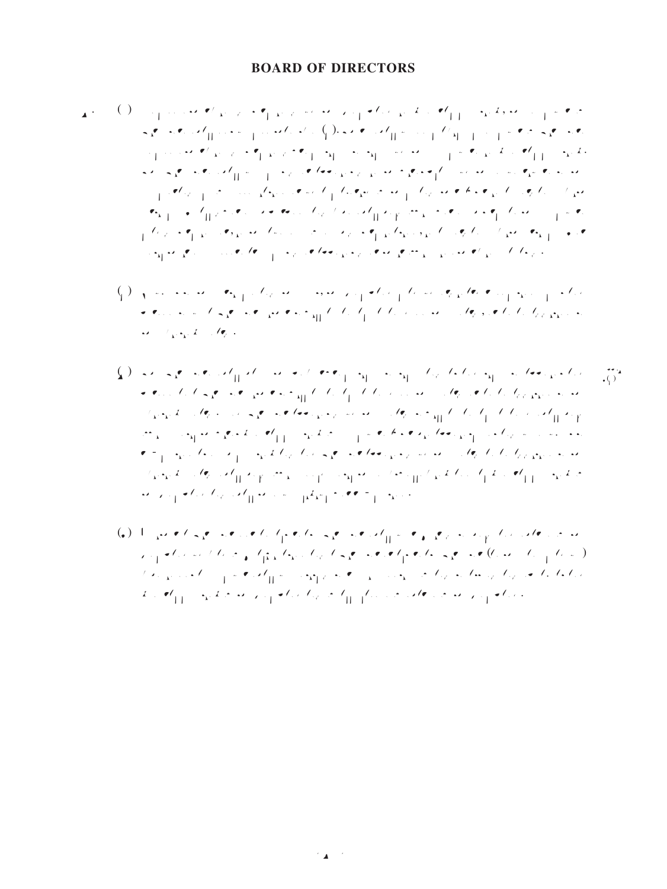## BOARD OF DIRECTORS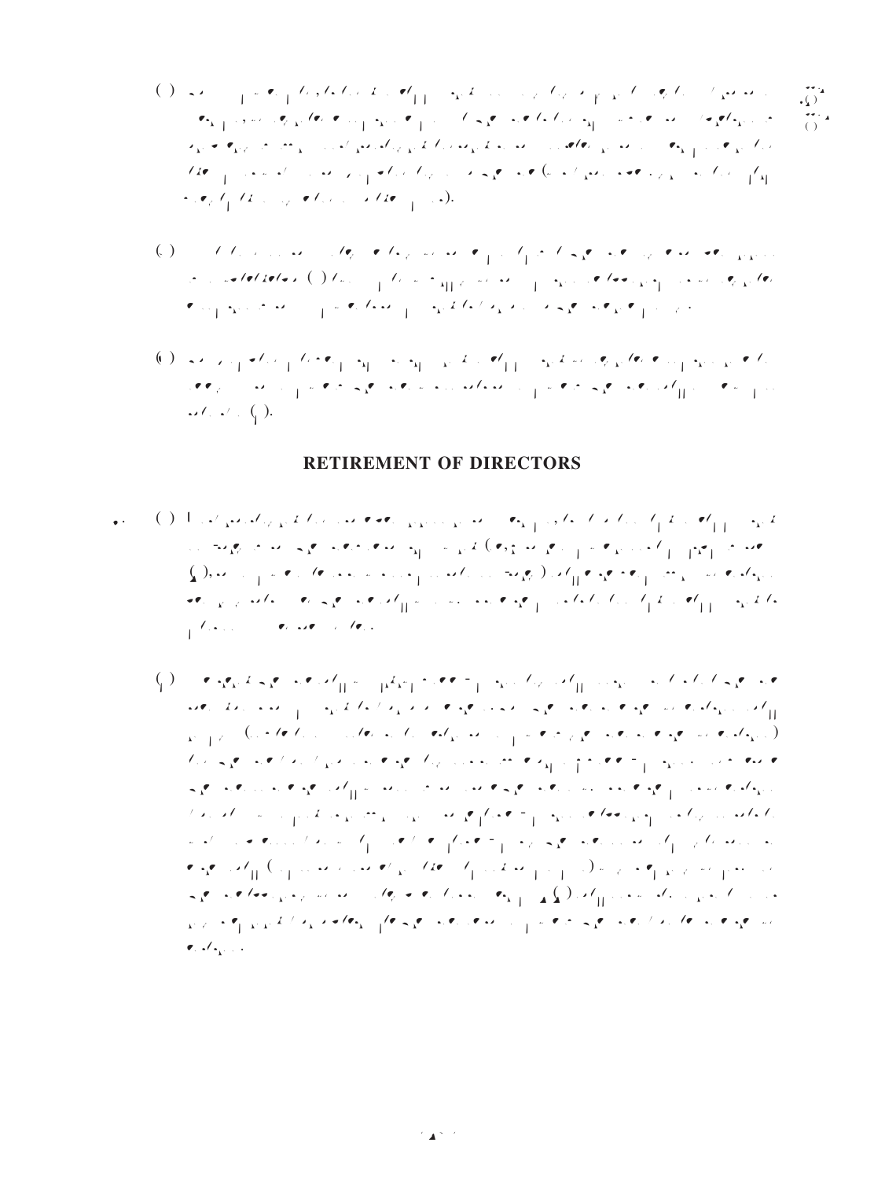## RETIREMENT OF DIRECTORS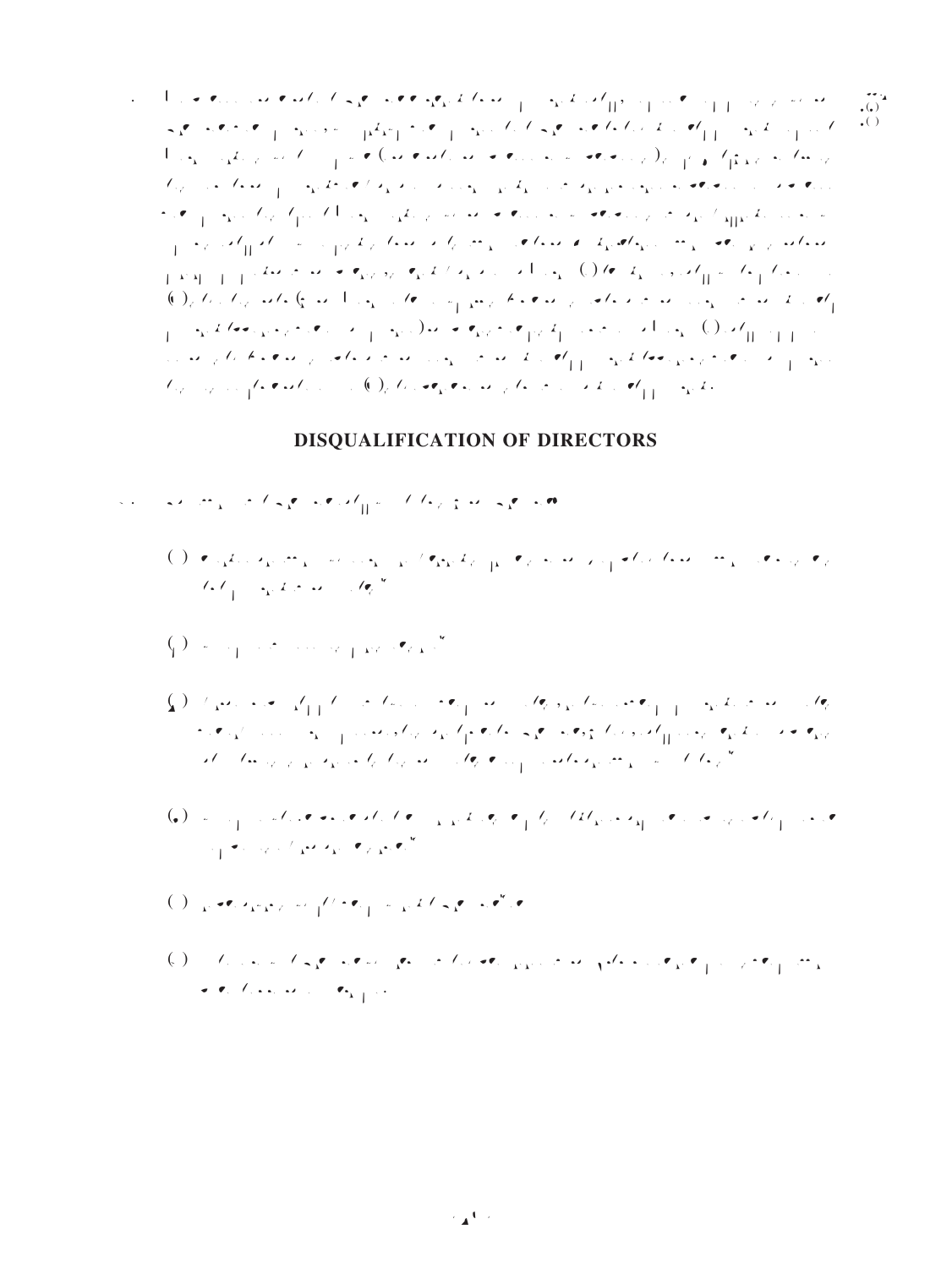## DISQUALIFICATION OF DIRECTORS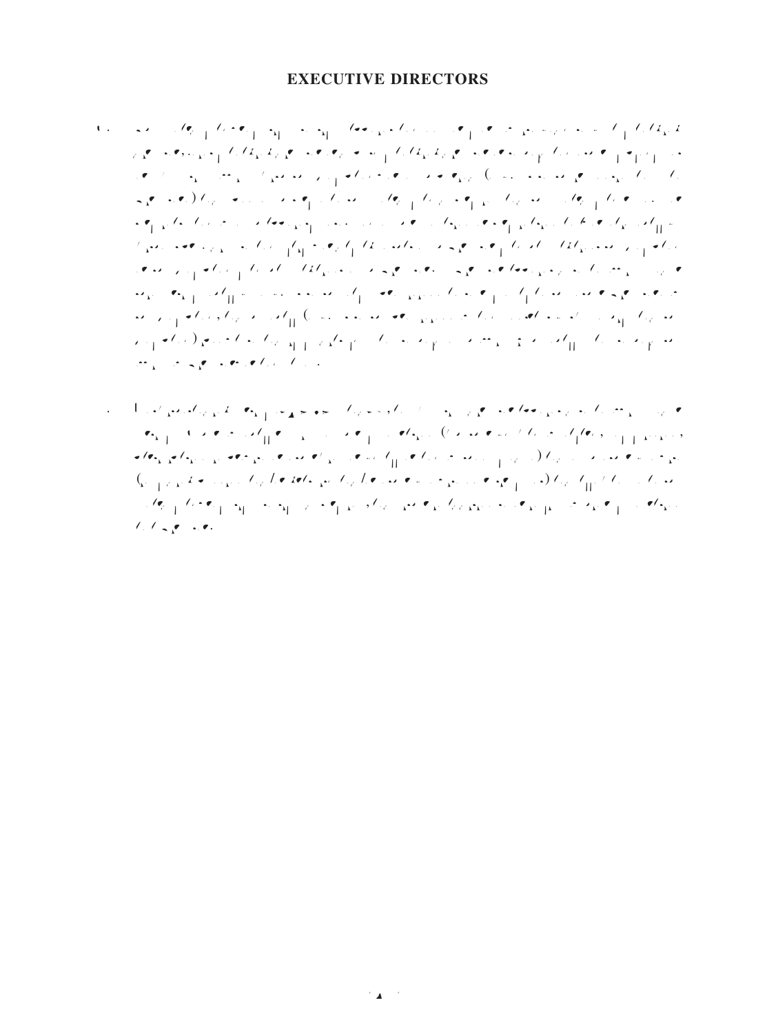# EXECUTIVE DIRECTORS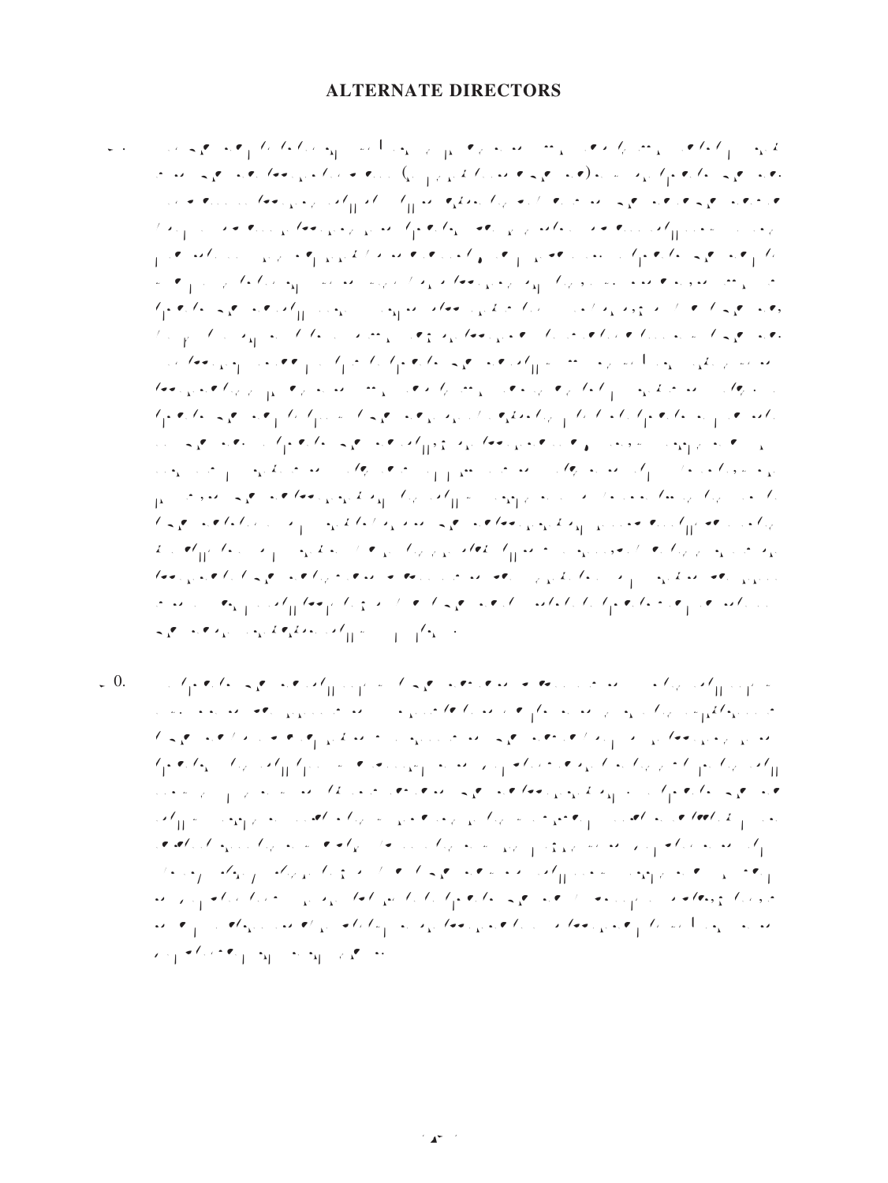## ALTERNATE DIRECTORS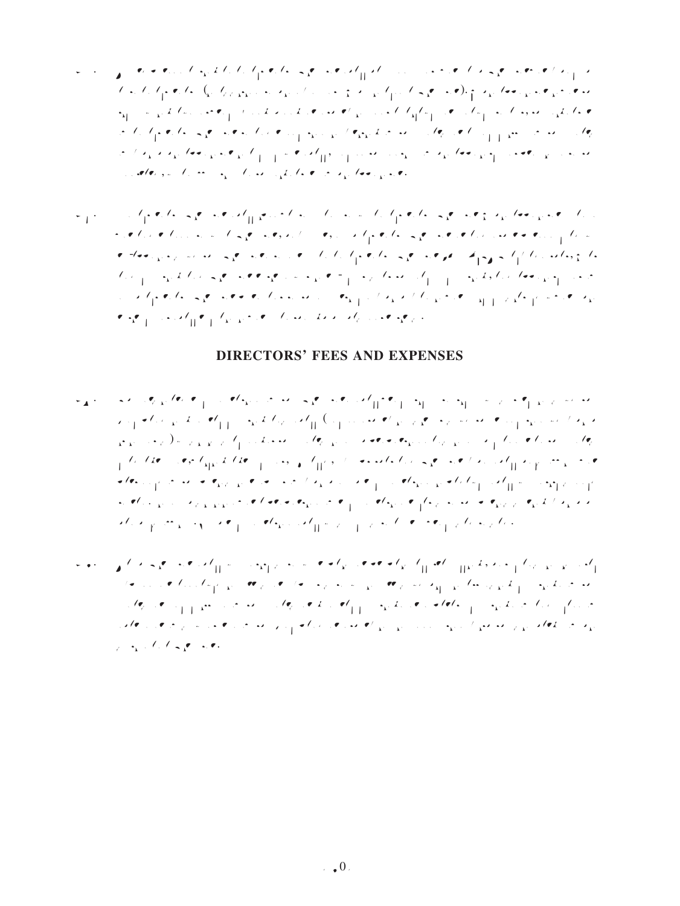## DIRECTORS' FEES AND EXPENSES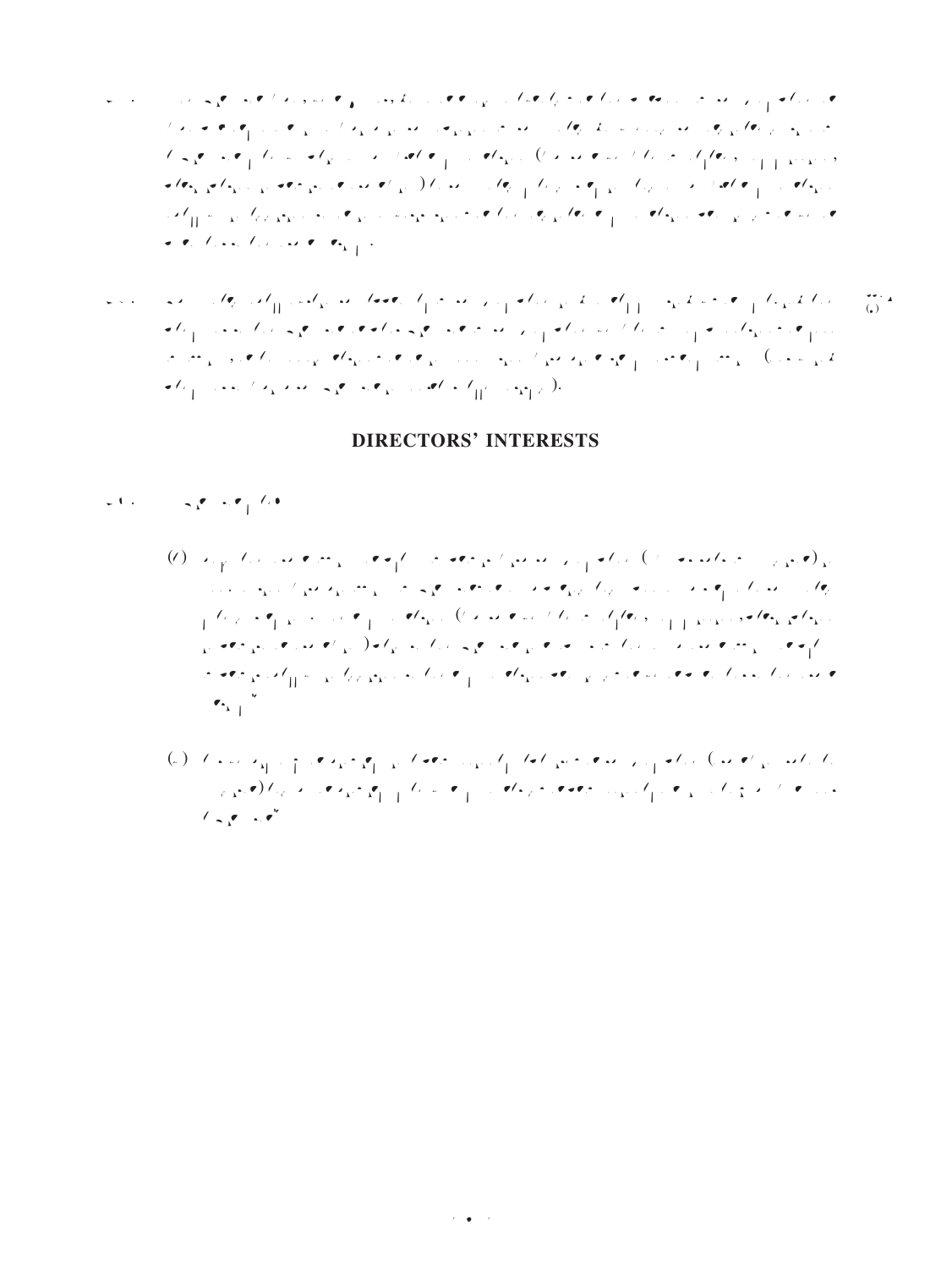## DIRECTORS' INTERESTS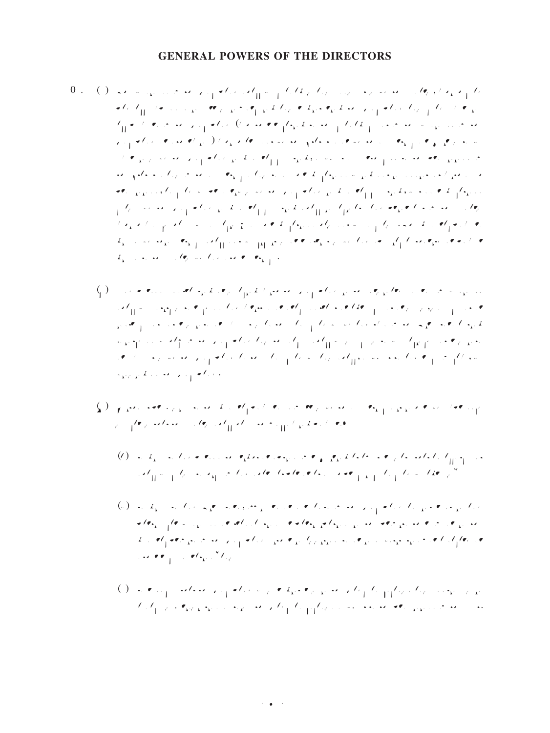## GENERAL POWERS OF THE DIRECTORS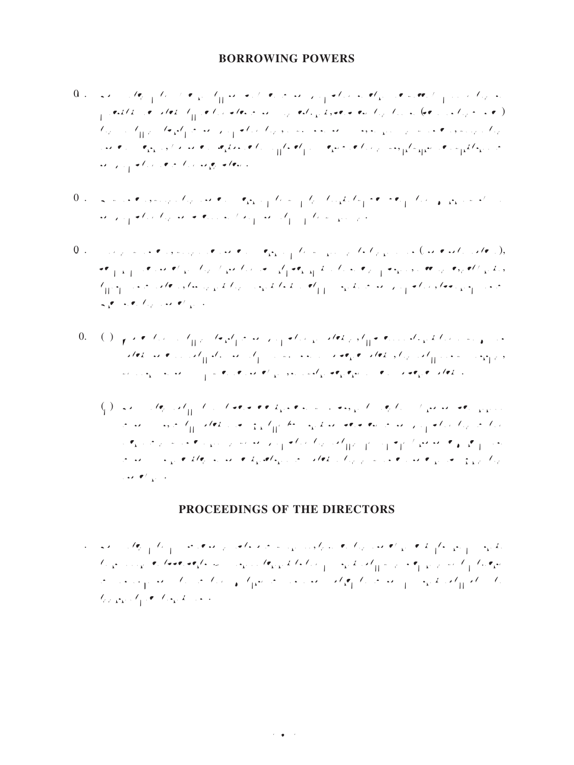## BORROWING POWERS

## PROCEEDINGS OF THE DIRECTORS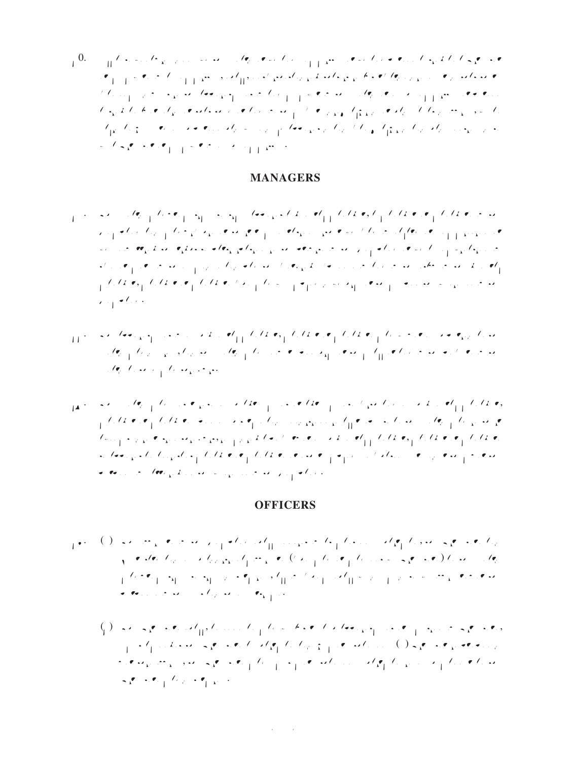## MANAGERS

## OFFICERS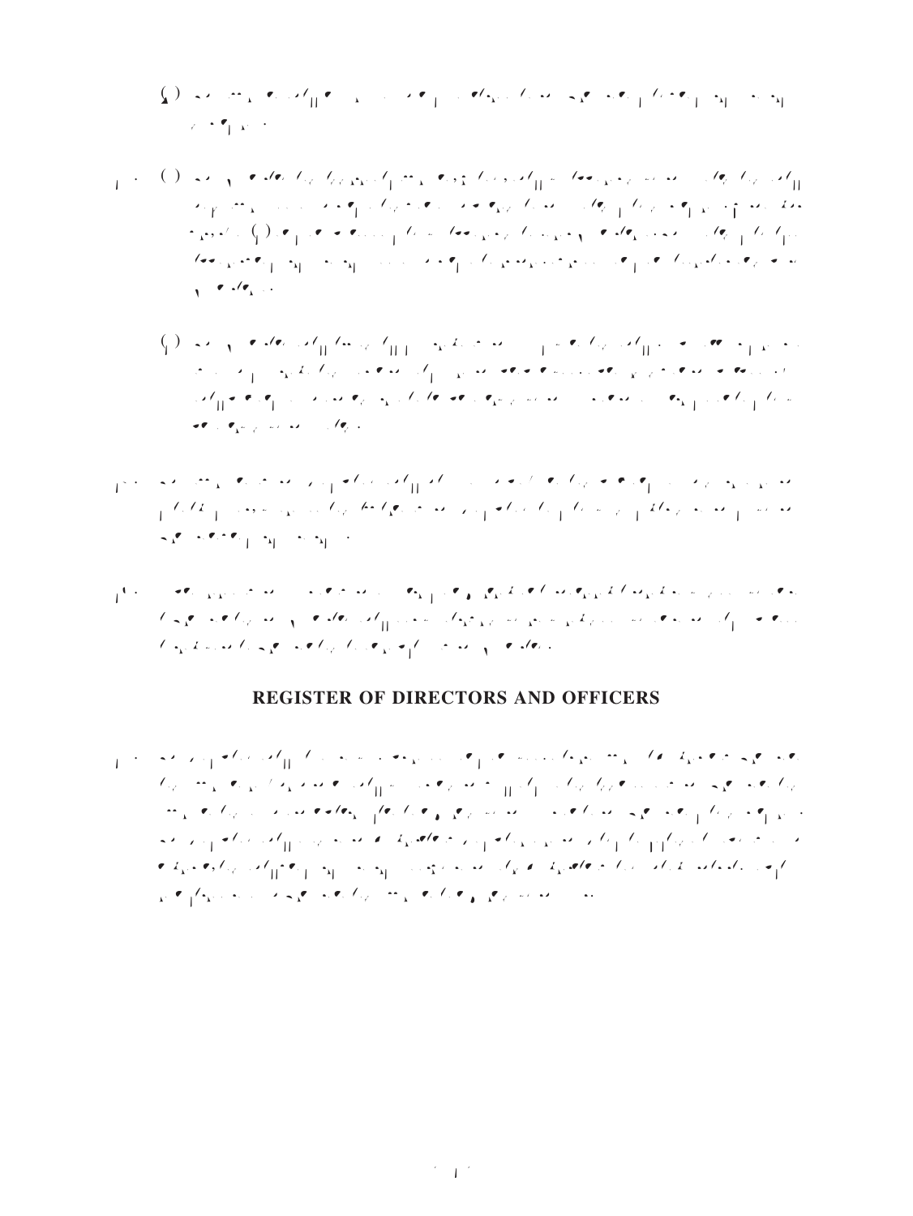## REGISTER OF DIRECTORS AND OFFICERS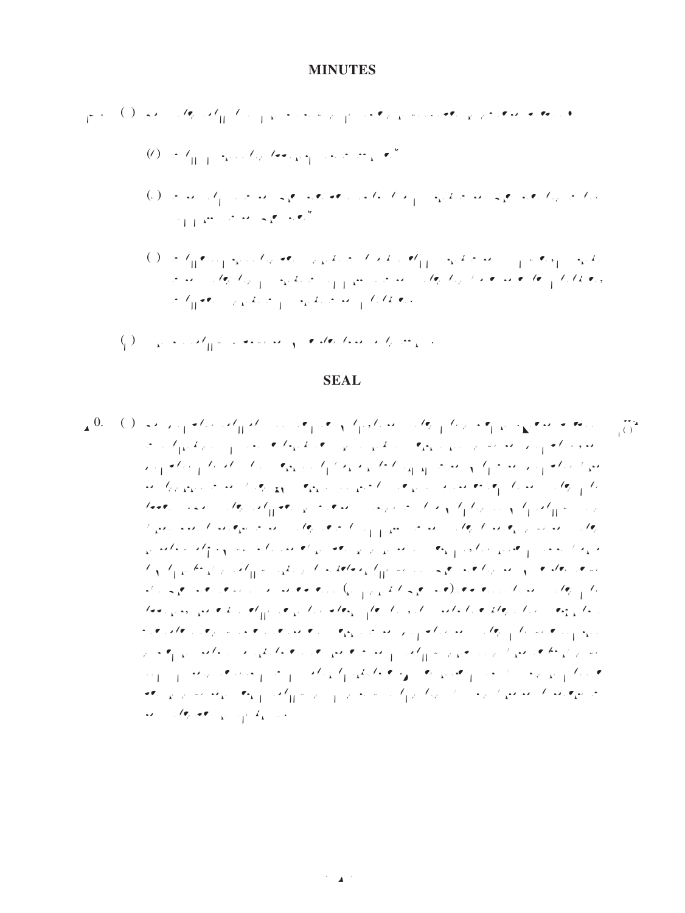## MINUTES

## SEAL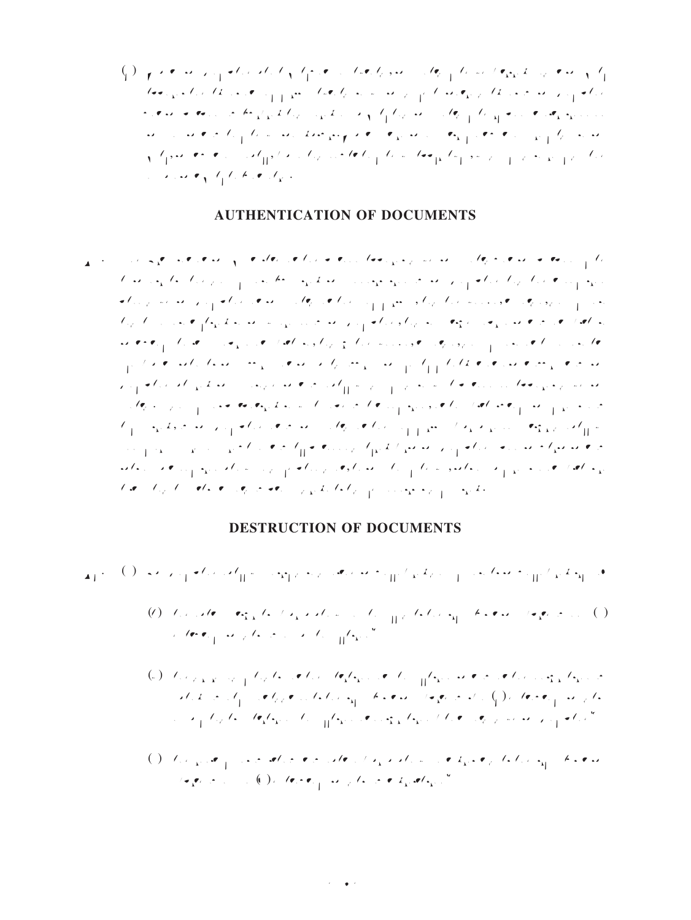## AUTHENTICATION OF DOCUMENTS

## DESTRUCTION OF DOCUMENTS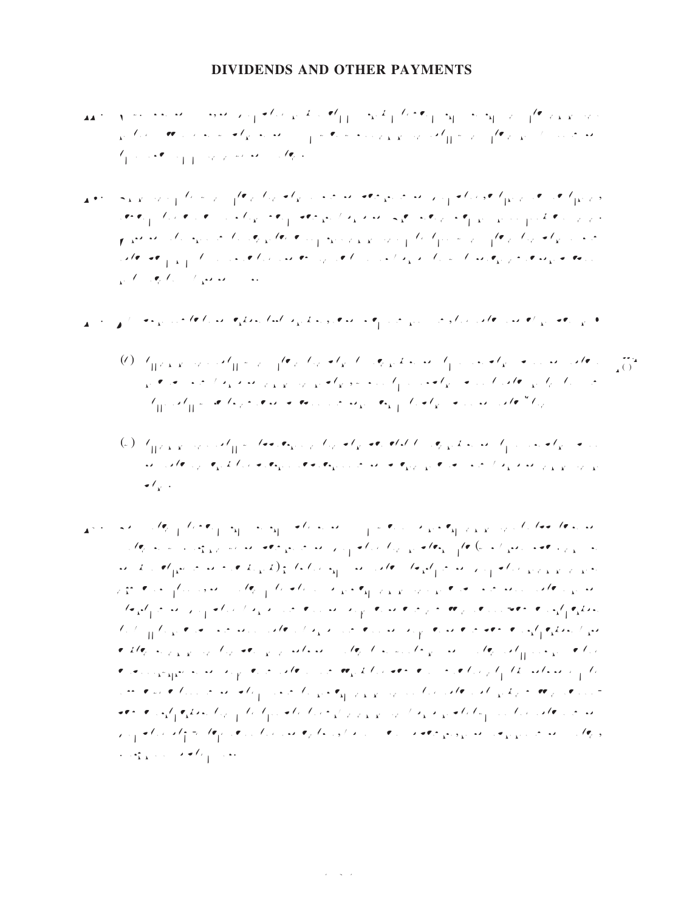# DIVIDENDS AND OTHER PAYMENTS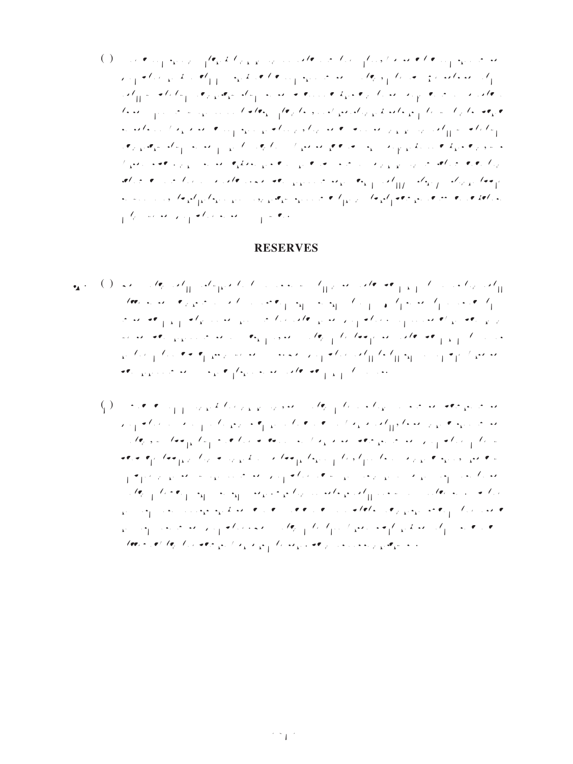## RESERVES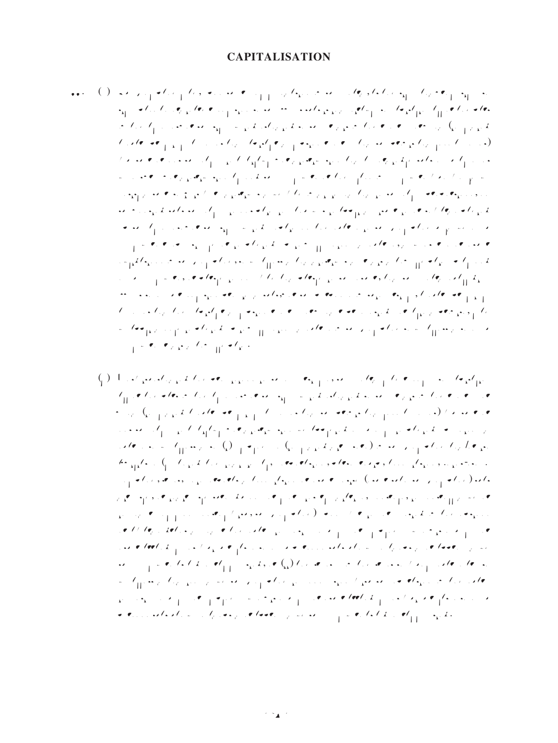# CAPITALISATION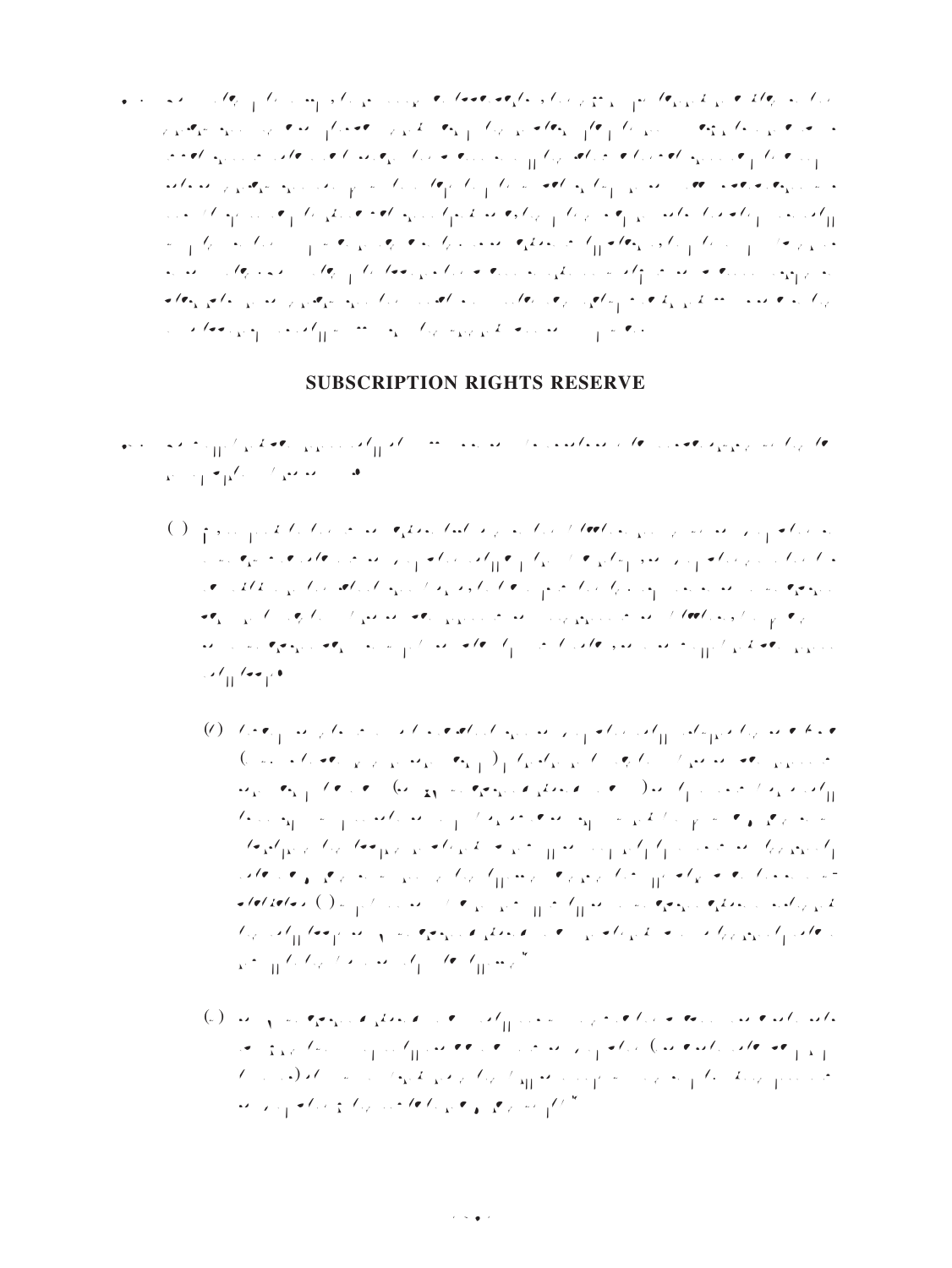## SUBSCRIPTION RIGHTS RESERVE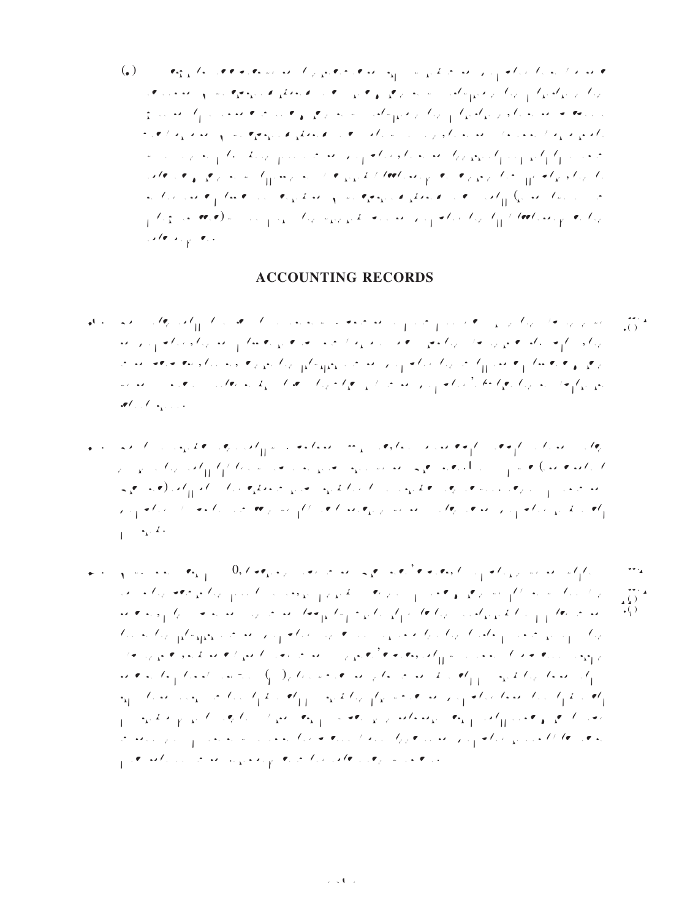## ACCOUNTING RECORDS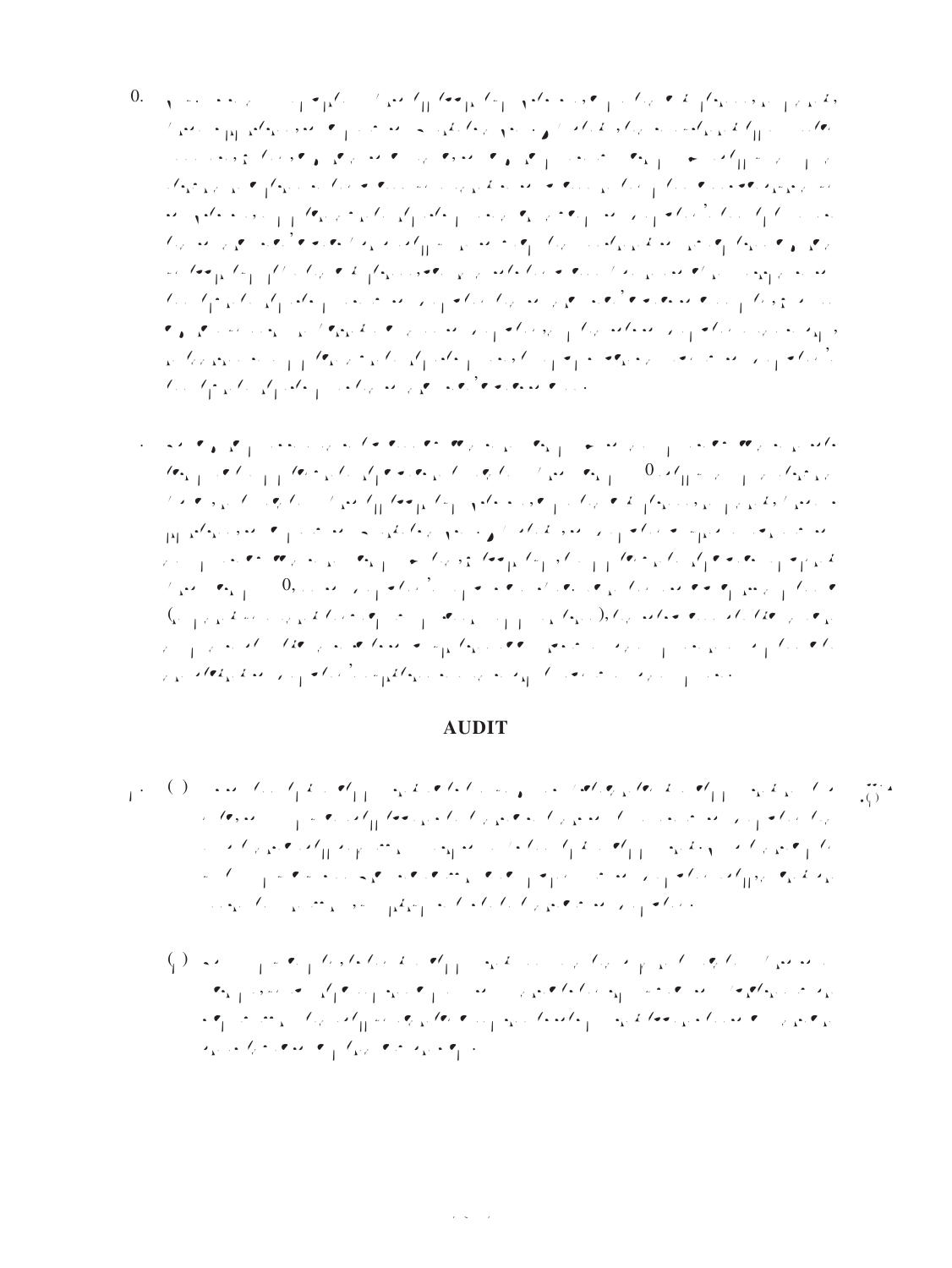## AUDIT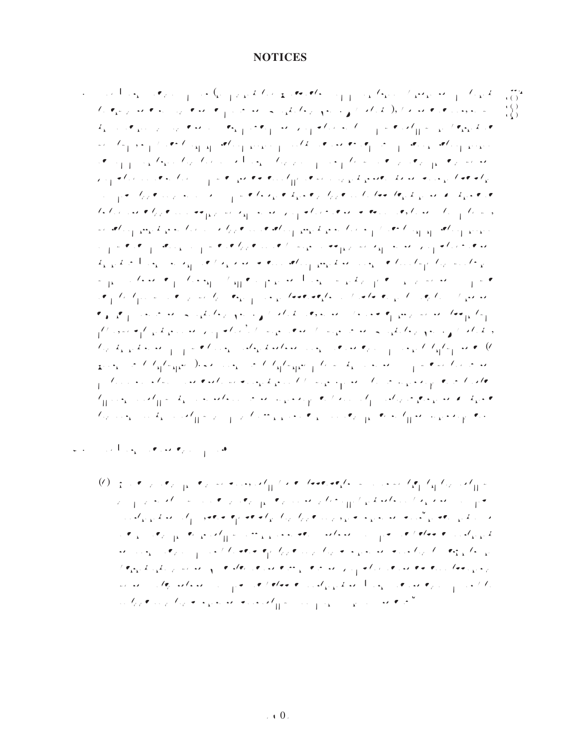# NOTICES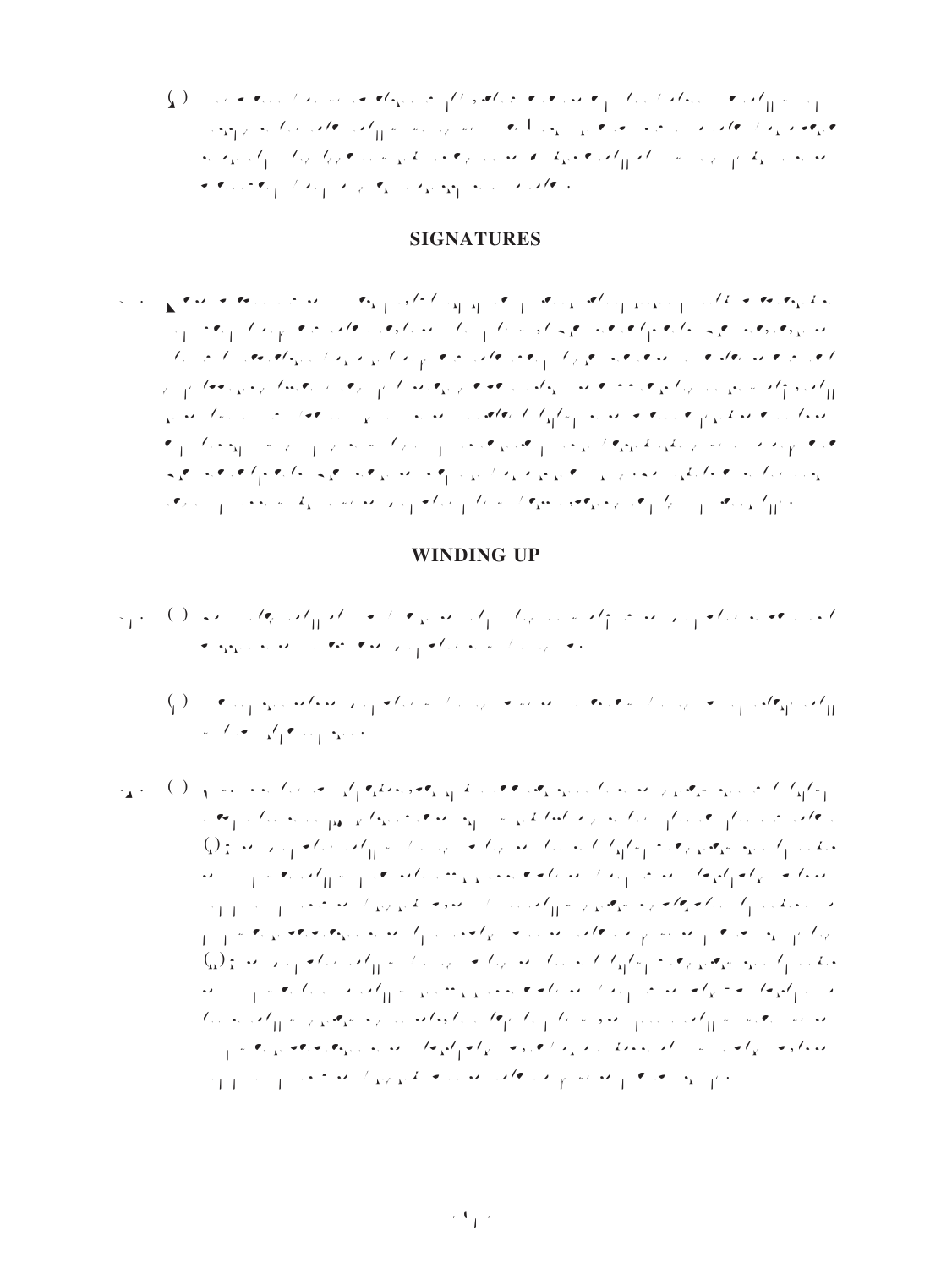## SIGNATURES

## WINDING UP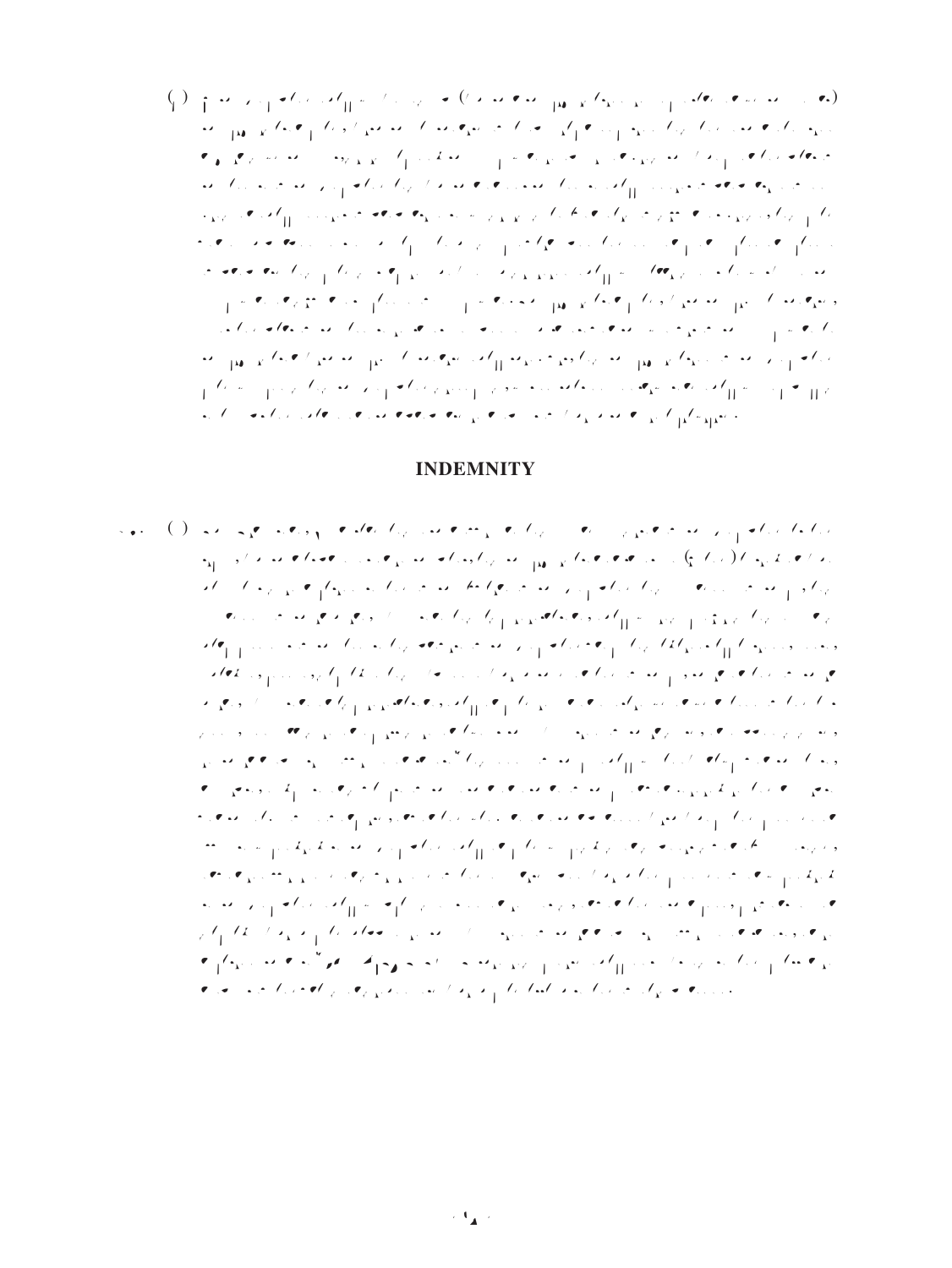## INDEMNITY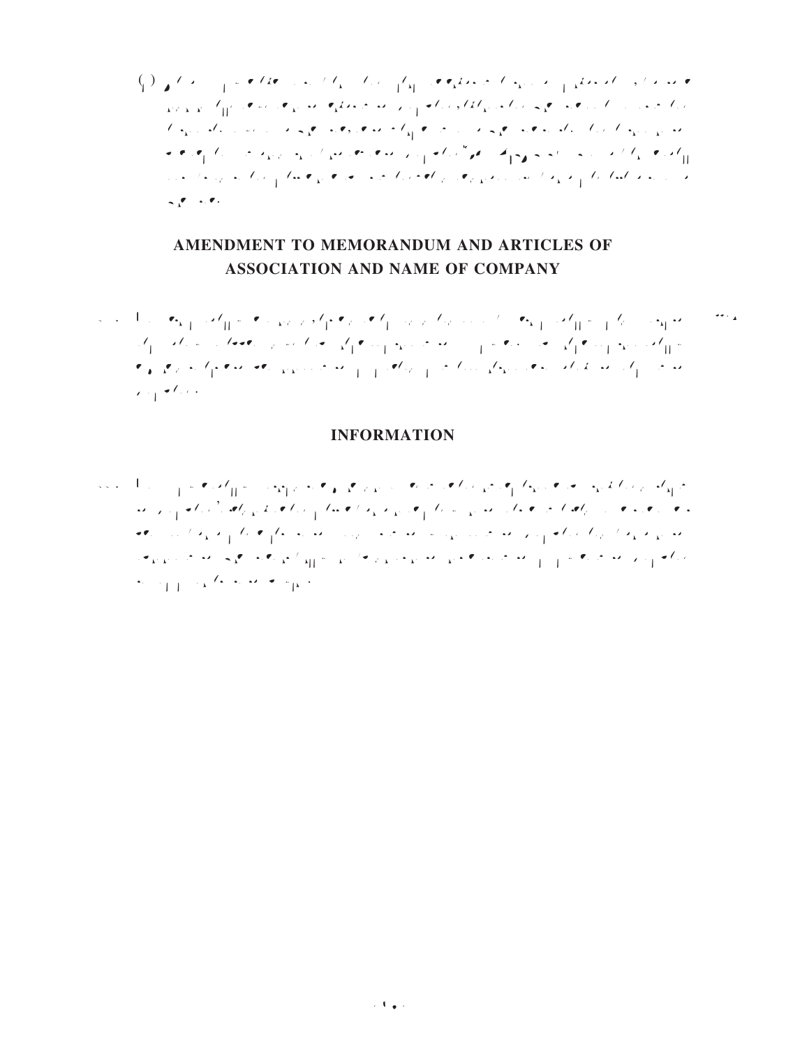## AMENDMENT TO MEMORANDUM AND ARTICLES OF ASSOCIATION AND NAME OF COMPANY

## INFORMATION